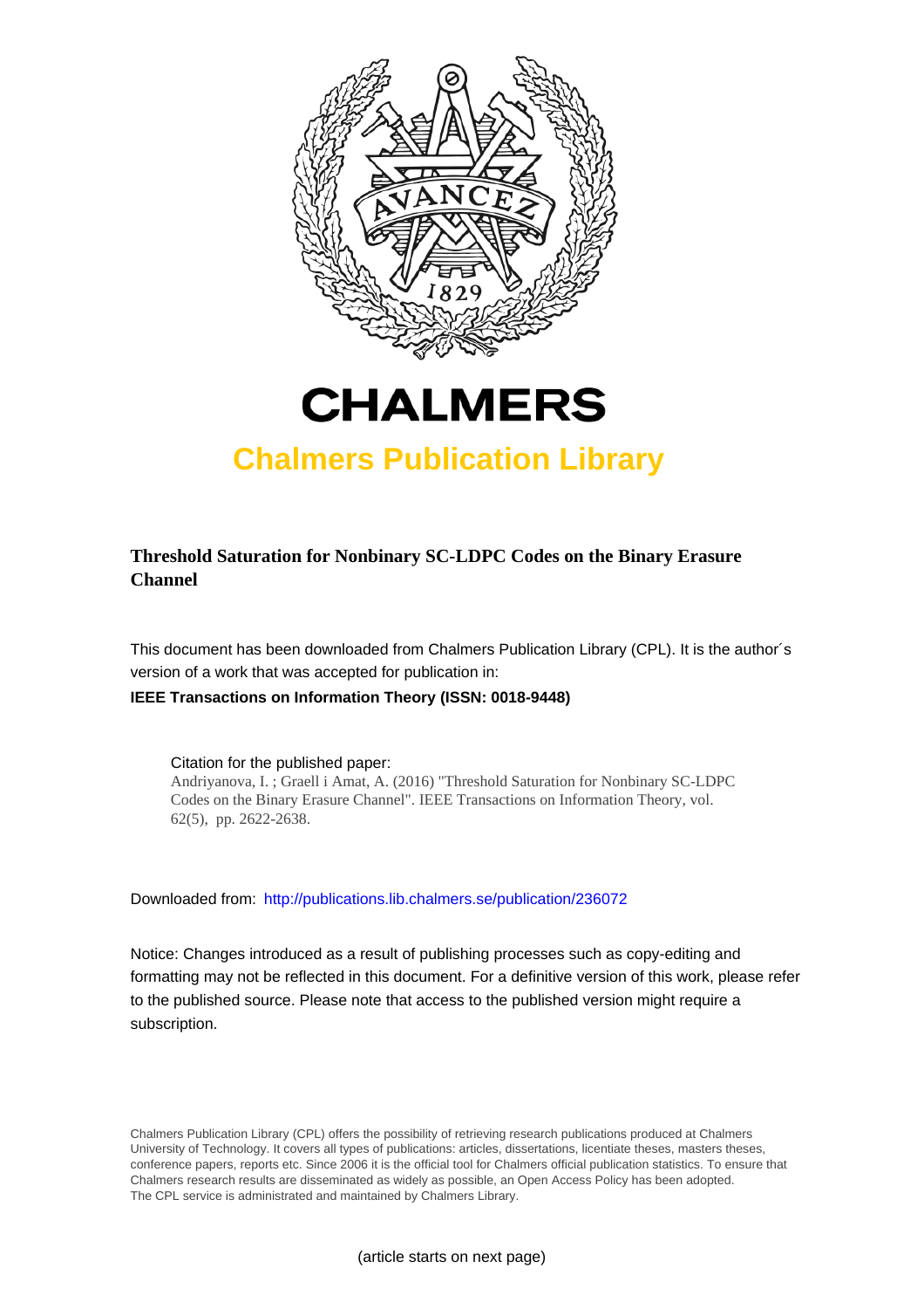# CHALMERS

## Chalmers Publication Library

**Threshold Saturation for Nonbinary SC-LDPC Codes on the Binary Erasure Channel**

This document has been downloaded from Chalmers Publication Library (CPL). It is the author´s version of a work that was accepted for publication in:

**IEEE Transactions on Information Theory (ISSN: 0018-9448)**

Citation for the published paper:
Andriyanova, I. ; Graell i Amat, A. (2016) "Threshold Saturation for Nonbinary SC-LDPC Codes on the Binary Erasure Channel". IEEE Transactions on Information Theory, vol. 62(5), pp. 2622-2638.

Downloaded from: http://publications.lib.chalmers.se/publication/236072

Notice: Changes introduced as a result of publishing processes such as copy-editing and formatting may not be reflected in this document. For a definitive version of this work, please refer to the published source. Please note that access to the published version might require a subscription.

Chalmers Publication Library (CPL) offers the possibility of retrieving research publications produced at Chalmers University of Technology. It covers all types of publications: articles, dissertations, licentiate theses, masters theses, conference papers, reports etc. Since 2006 it is the official tool for Chalmers official publication statistics. To ensure that Chalmers research results are disseminated as widely as possible, an Open Access Policy has been adopted. The CPL service is administrated and maintained by Chalmers Library.

(article starts on next page)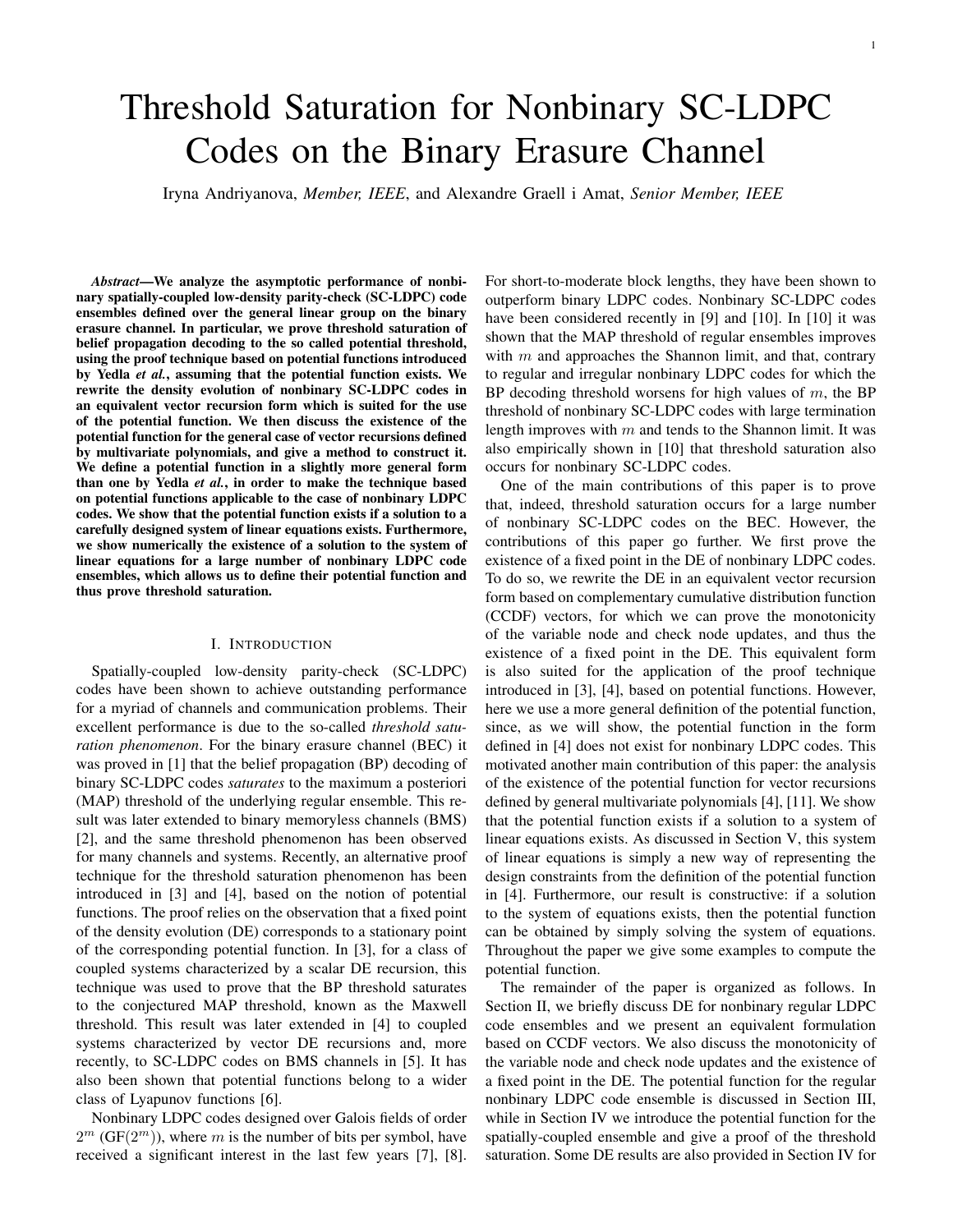# Threshold Saturation for Nonbinary SC-LDPC Codes on the Binary Erasure Channel

Iryna Andriyanova, *Member, IEEE*, and Alexandre Graell i Amat, *Senior Member, IEEE*

***Abstract*—We analyze the asymptotic performance of nonbinary spatially-coupled low-density parity-check (SC-LDPC) code ensembles defined over the general linear group on the binary erasure channel. In particular, we prove threshold saturation of belief propagation decoding to the so called potential threshold, using the proof technique based on potential functions introduced by Yedla *et al.*, assuming that the potential function exists. We rewrite the density evolution of nonbinary SC-LDPC codes in an equivalent vector recursion form which is suited for the use of the potential function. We then discuss the existence of the potential function for the general case of vector recursions defined by multivariate polynomials, and give a method to construct it. We define a potential function in a slightly more general form than one by Yedla *et al.*, in order to make the technique based on potential functions applicable to the case of nonbinary LDPC codes. We show that the potential function exists if a solution to a carefully designed system of linear equations exists. Furthermore, we show numerically the existence of a solution to the system of linear equations for a large number of nonbinary LDPC code ensembles, which allows us to define their potential function and thus prove threshold saturation.**

## I. Introduction

Spatially-coupled low-density parity-check (SC-LDPC) codes have been shown to achieve outstanding performance for a myriad of channels and communication problems. Their excellent performance is due to the so-called *threshold saturation phenomenon*. For the binary erasure channel (BEC) it was proved in [1] that the belief propagation (BP) decoding of binary SC-LDPC codes *saturates* to the maximum a posteriori (MAP) threshold of the underlying regular ensemble. This result was later extended to binary memoryless channels (BMS) [2], and the same threshold phenomenon has been observed for many channels and systems. Recently, an alternative proof technique for the threshold saturation phenomenon has been introduced in [3] and [4], based on the notion of potential functions. The proof relies on the observation that a fixed point of the density evolution (DE) corresponds to a stationary point of the corresponding potential function. In [3], for a class of coupled systems characterized by a scalar DE recursion, this technique was used to prove that the BP threshold saturates to the conjectured MAP threshold, known as the Maxwell threshold. This result was later extended in [4] to coupled systems characterized by vector DE recursions and, more recently, to SC-LDPC codes on BMS channels in [5]. It has also been shown that potential functions belong to a wider class of Lyapunov functions [6].

Nonbinary LDPC codes designed over Galois fields of order $2^m$ (GF($2^m$)), where $m$ is the number of bits per symbol, have received a significant interest in the last few years [7], [8]. For short-to-moderate block lengths, they have been shown to outperform binary LDPC codes. Nonbinary SC-LDPC codes have been considered recently in [9] and [10]. In [10] it was shown that the MAP threshold of regular ensembles improves with $m$ and approaches the Shannon limit, and that, contrary to regular and irregular nonbinary LDPC codes for which the BP decoding threshold worsens for high values of $m$, the BP threshold of nonbinary SC-LDPC codes with large termination length improves with $m$ and tends to the Shannon limit. It was also empirically shown in [10] that threshold saturation also occurs for nonbinary SC-LDPC codes.

One of the main contributions of this paper is to prove that, indeed, threshold saturation occurs for a large number of nonbinary SC-LDPC codes on the BEC. However, the contributions of this paper go further. We first prove the existence of a fixed point in the DE of nonbinary LDPC codes. To do so, we rewrite the DE in an equivalent vector recursion form based on complementary cumulative distribution function (CCDF) vectors, for which we can prove the monotonicity of the variable node and check node updates, and thus the existence of a fixed point in the DE. This equivalent form is also suited for the application of the proof technique introduced in [3], [4], based on potential functions. However, here we use a more general definition of the potential function, since, as we will show, the potential function in the form defined in [4] does not exist for nonbinary LDPC codes. This motivated another main contribution of this paper: the analysis of the existence of the potential function for vector recursions defined by general multivariate polynomials [4], [11]. We show that the potential function exists if a solution to a system of linear equations exists. As discussed in Section V, this system of linear equations is simply a new way of representing the design constraints from the definition of the potential function in [4]. Furthermore, our result is constructive: if a solution to the system of equations exists, then the potential function can be obtained by simply solving the system of equations. Throughout the paper we give some examples to compute the potential function.

The remainder of the paper is organized as follows. In Section II, we briefly discuss DE for nonbinary regular LDPC code ensembles and we present an equivalent formulation based on CCDF vectors. We also discuss the monotonicity of the variable node and check node updates and the existence of a fixed point in the DE. The potential function for the regular nonbinary LDPC code ensemble is discussed in Section III, while in Section IV we introduce the potential function for the spatially-coupled ensemble and give a proof of the threshold saturation. Some DE results are also provided in Section IV for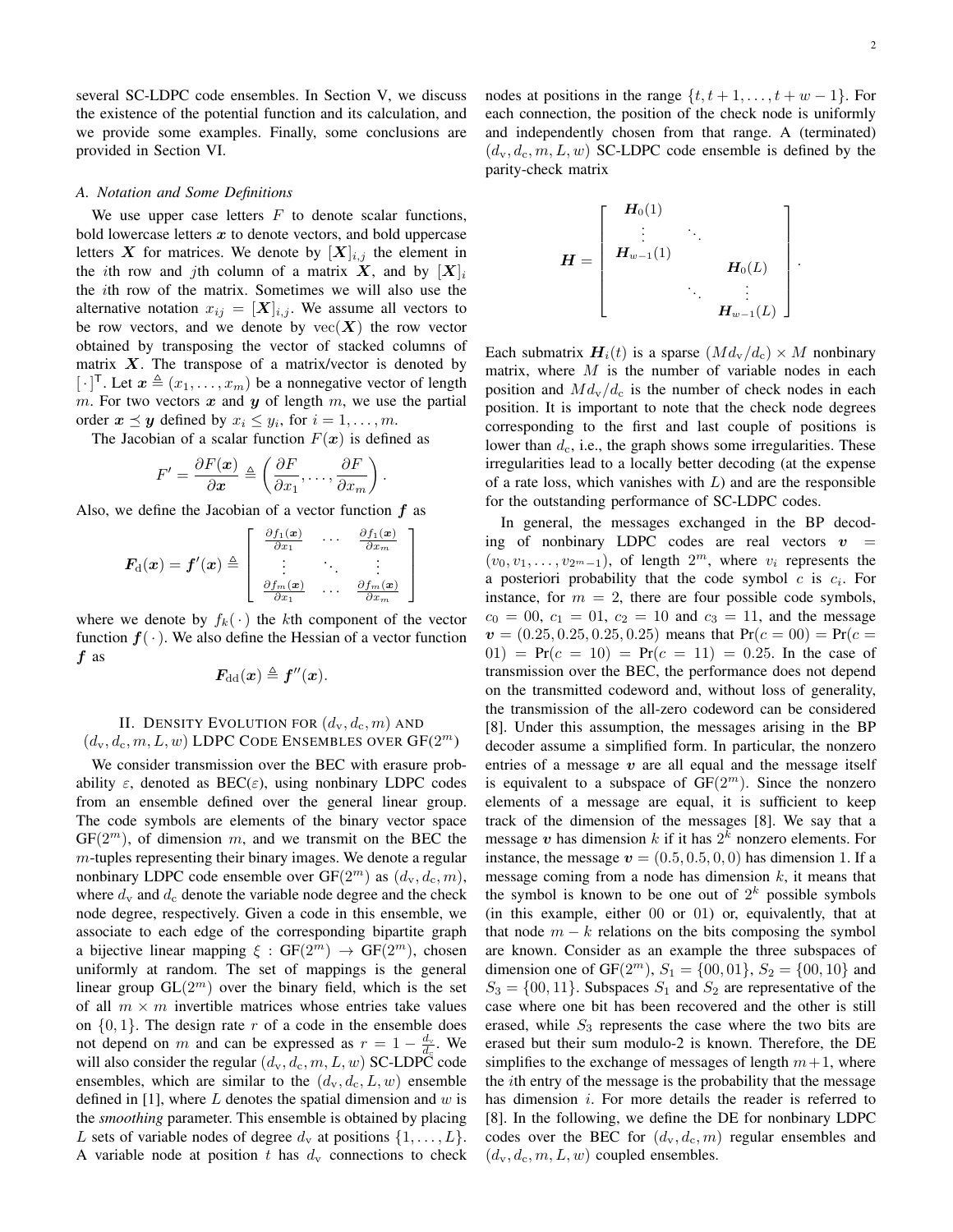several SC-LDPC code ensembles. In Section V, we discuss the existence of the potential function and its calculation, and we provide some examples. Finally, some conclusions are provided in Section VI.

### A. Notation and Some Definitions

We use upper case letters $F$ to denote scalar functions, bold lowercase letters $\boldsymbol{x}$ to denote vectors, and bold uppercase letters $\boldsymbol{X}$ for matrices. We denote by $[\boldsymbol{X}]_{i,j}$ the element in the $i$th row and $j$th column of a matrix $\boldsymbol{X}$, and by $[\boldsymbol{X}]_i$ the $i$th row of the matrix. Sometimes we will also use the alternative notation $x_{ij} = [\boldsymbol{X}]_{i,j}$. We assume all vectors to be row vectors, and we denote by $\mathrm{vec}(\boldsymbol{X})$ the row vector obtained by transposing the vector of stacked columns of matrix $\boldsymbol{X}$. The transpose of a matrix/vector is denoted by $[\,\cdot\,]^{\mathsf{T}}$. Let $\boldsymbol{x} \triangleq (x_1, \ldots, x_m)$ be a nonnegative vector of length $m$. For two vectors $\boldsymbol{x}$ and $\boldsymbol{y}$ of length $m$, we use the partial order $\boldsymbol{x} \preceq \boldsymbol{y}$ defined by $x_i \leq y_i$, for $i = 1, \ldots, m$.

The Jacobian of a scalar function $F(\boldsymbol{x})$ is defined as

$$F' = \frac{\partial F(\boldsymbol{x})}{\partial \boldsymbol{x}} \triangleq \left( \frac{\partial F}{\partial x_1}, \ldots, \frac{\partial F}{\partial x_m} \right).$$

Also, we define the Jacobian of a vector function $\boldsymbol{f}$ as

$$\boldsymbol{F}_{\mathrm{d}}(\boldsymbol{x}) = \boldsymbol{f}'(\boldsymbol{x}) \triangleq \begin{bmatrix} \frac{\partial f_1(\boldsymbol{x})}{\partial x_1} & \cdots & \frac{\partial f_1(\boldsymbol{x})}{\partial x_m} \\ \vdots & \ddots & \vdots \\ \frac{\partial f_m(\boldsymbol{x})}{\partial x_1} & \cdots & \frac{\partial f_m(\boldsymbol{x})}{\partial x_m} \end{bmatrix}$$

where we denote by $f_k(\,\cdot\,)$ the $k$th component of the vector function $\boldsymbol{f}(\,\cdot\,)$. We also define the Hessian of a vector function $\boldsymbol{f}$ as

$$\boldsymbol{F}_{\mathrm{dd}}(\boldsymbol{x}) \triangleq \boldsymbol{f}''(\boldsymbol{x}).$$

## II. Density Evolution for $(d_{\mathrm{v}}, d_{\mathrm{c}}, m)$ and $(d_{\mathrm{v}}, d_{\mathrm{c}}, m, L, w)$ LDPC Code Ensembles over GF$(2^m)$

We consider transmission over the BEC with erasure probability $\varepsilon$, denoted as BEC$(\varepsilon)$, using nonbinary LDPC codes from an ensemble defined over the general linear group. The code symbols are elements of the binary vector space GF$(2^m)$, of dimension $m$, and we transmit on the BEC the $m$-tuples representing their binary images. We denote a regular nonbinary LDPC code ensemble over GF$(2^m)$ as $(d_{\mathrm{v}}, d_{\mathrm{c}}, m)$, where $d_{\mathrm{v}}$ and $d_{\mathrm{c}}$ denote the variable node degree and the check node degree, respectively. Given a code in this ensemble, we associate to each edge of the corresponding bipartite graph a bijective linear mapping $\xi : \mathrm{GF}(2^m) \rightarrow \mathrm{GF}(2^m)$, chosen uniformly at random. The set of mappings is the general linear group GL$(2^m)$ over the binary field, which is the set of all $m \times m$ invertible matrices whose entries take values on $\{0, 1\}$. The design rate $r$ of a code in the ensemble does not depend on $m$ and can be expressed as $r = 1 - \frac{d_{\mathrm{v}}}{d_{\mathrm{c}}}$. We will also consider the regular $(d_{\mathrm{v}}, d_{\mathrm{c}}, m, L, w)$ SC-LDPC code ensembles, which are similar to the $(d_{\mathrm{v}}, d_{\mathrm{c}}, L, w)$ ensemble defined in [1], where $L$ denotes the spatial dimension and $w$ is the *smoothing* parameter. This ensemble is obtained by placing $L$ sets of variable nodes of degree $d_{\mathrm{v}}$ at positions $\{1, \ldots, L\}$. A variable node at position $t$ has $d_{\mathrm{v}}$ connections to check nodes at positions in the range $\{t, t+1, \ldots, t+w-1\}$. For each connection, the position of the check node is uniformly and independently chosen from that range. A (terminated) $(d_{\mathrm{v}}, d_{\mathrm{c}}, m, L, w)$ SC-LDPC code ensemble is defined by the parity-check matrix

$$\boldsymbol{H} = \begin{bmatrix} \boldsymbol{H}_0(1) & & \\ \vdots & \ddots & \\ \boldsymbol{H}_{w-1}(1) & & \boldsymbol{H}_0(L) \\ & \ddots & \vdots \\ & & \boldsymbol{H}_{w-1}(L) \end{bmatrix}.$$

Each submatrix $\boldsymbol{H}_i(t)$ is a sparse $(M d_{\mathrm{v}}/d_{\mathrm{c}}) \times M$ nonbinary matrix, where $M$ is the number of variable nodes in each position and $M d_{\mathrm{v}}/d_{\mathrm{c}}$ is the number of check nodes in each position. It is important to note that the check node degrees corresponding to the first and last couple of positions is lower than $d_{\mathrm{c}}$, i.e., the graph shows some irregularities. These irregularities lead to a locally better decoding (at the expense of a rate loss, which vanishes with $L$) and are the responsible for the outstanding performance of SC-LDPC codes.

In general, the messages exchanged in the BP decoding of nonbinary LDPC codes are real vectors $\boldsymbol{v} = (v_0, v_1, \ldots, v_{2^m - 1})$, of length $2^m$, where $v_i$ represents the a posteriori probability that the code symbol $c$ is $c_i$. For instance, for $m = 2$, there are four possible code symbols, $c_0 = 00$, $c_1 = 01$, $c_2 = 10$ and $c_3 = 11$, and the message $\boldsymbol{v} = (0.25, 0.25, 0.25, 0.25)$ means that $\Pr(c = 00) = \Pr(c = 01) = \Pr(c = 10) = \Pr(c = 11) = 0.25$. In the case of transmission over the BEC, the performance does not depend on the transmitted codeword and, without loss of generality, the transmission of the all-zero codeword can be considered [8]. Under this assumption, the messages arising in the BP decoder assume a simplified form. In particular, the nonzero entries of a message $\boldsymbol{v}$ are all equal and the message itself is equivalent to a subspace of GF$(2^m)$. Since the nonzero elements of a message are equal, it is sufficient to keep track of the dimension of the messages [8]. We say that a message $\boldsymbol{v}$ has dimension $k$ if it has $2^k$ nonzero elements. For instance, the message $\boldsymbol{v} = (0.5, 0.5, 0, 0)$ has dimension 1. If a message coming from a node has dimension $k$, it means that the symbol is known to be one out of $2^k$ possible symbols (in this example, either 00 or 01) or, equivalently, that at that node $m - k$ relations on the bits composing the symbol are known. Consider as an example the three subspaces of dimension one of GF$(2^m)$, $S_1 = \{00, 01\}$, $S_2 = \{00, 10\}$ and $S_3 = \{00, 11\}$. Subspaces $S_1$ and $S_2$ are representative of the case where one bit has been recovered and the other is still erased, while $S_3$ represents the case where the two bits are erased but their sum modulo-2 is known. Therefore, the DE simplifies to the exchange of messages of length $m+1$, where the $i$th entry of the message is the probability that the message has dimension $i$. For more details the reader is referred to [8]. In the following, we define the DE for nonbinary LDPC codes over the BEC for $(d_{\mathrm{v}}, d_{\mathrm{c}}, m)$ regular ensembles and $(d_{\mathrm{v}}, d_{\mathrm{c}}, m, L, w)$ coupled ensembles.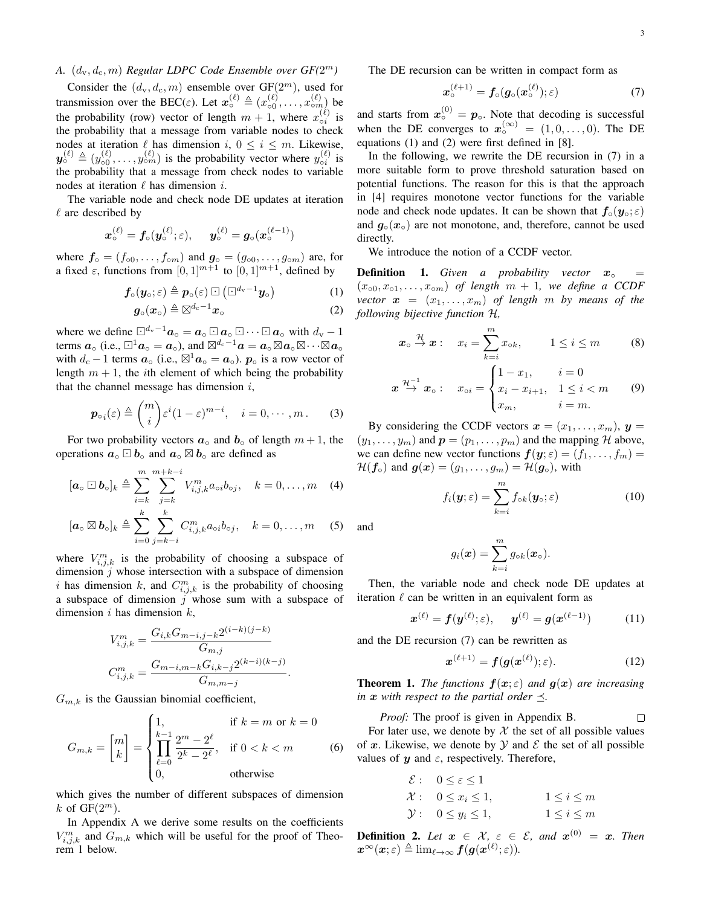### A. $(d_\mathrm{v}, d_\mathrm{c}, m)$ Regular LDPC Code Ensemble over GF($2^m$)

Consider the $(d_\mathrm{v}, d_\mathrm{c}, m)$ ensemble over GF($2^m$), used for transmission over the BEC($\varepsilon$). Let $\boldsymbol{x}_\circ^{(\ell)} \triangleq (x_{\circ 0}^{(\ell)}, \ldots, x_{\circ m}^{(\ell)})$ be the probability (row) vector of length $m+1$, where $x_{\circ i}^{(\ell)}$ is the probability that a message from variable nodes to check nodes at iteration $\ell$ has dimension $i$, $0 \le i \le m$. Likewise, $\boldsymbol{y}_\circ^{(\ell)} \triangleq (y_{\circ 0}^{(\ell)}, \ldots, y_{\circ m}^{(\ell)})$ is the probability vector where $y_{\circ i}^{(\ell)}$ is the probability that a message from check nodes to variable nodes at iteration $\ell$ has dimension $i$.

The variable node and check node DE updates at iteration $\ell$ are described by

$$\boldsymbol{x}_\circ^{(\ell)} = \boldsymbol{f}_\circ(\boldsymbol{y}_\circ^{(\ell)}; \varepsilon), \qquad \boldsymbol{y}_\circ^{(\ell)} = \boldsymbol{g}_\circ(\boldsymbol{x}_\circ^{(\ell-1)})$$

where $\boldsymbol{f}_\circ = (f_{\circ 0}, \ldots, f_{\circ m})$ and $\boldsymbol{g}_\circ = (g_{\circ 0}, \ldots, g_{\circ m})$ are, for a fixed $\varepsilon$, functions from $[0,1]^{m+1}$ to $[0,1]^{m+1}$, defined by

$$\boldsymbol{f}_\circ(\boldsymbol{y}_\circ; \varepsilon) \triangleq \boldsymbol{p}_\circ(\varepsilon) \boxdot \left(\boxdot^{d_\mathrm{v}-1} \boldsymbol{y}_\circ\right) \tag{1}$$

$$\boldsymbol{g}_\circ(\boldsymbol{x}_\circ) \triangleq \boxtimes^{d_\mathrm{c}-1} \boldsymbol{x}_\circ \tag{2}$$

where we define $\boxdot^{d_\mathrm{v}-1} \boldsymbol{a}_\circ = \boldsymbol{a}_\circ \boxdot \boldsymbol{a}_\circ \boxdot \cdots \boxdot \boldsymbol{a}_\circ$ with $d_\mathrm{v}-1$ terms $\boldsymbol{a}_\circ$ (i.e., $\boxdot^1 \boldsymbol{a}_\circ = \boldsymbol{a}_\circ$), and $\boxtimes^{d_\mathrm{c}-1} \boldsymbol{a} = \boldsymbol{a}_\circ \boxtimes \boldsymbol{a}_\circ \boxtimes \cdots \boxtimes \boldsymbol{a}_\circ$ with $d_\mathrm{c}-1$ terms $\boldsymbol{a}_\circ$ (i.e., $\boxtimes^1 \boldsymbol{a}_\circ = \boldsymbol{a}_\circ$). $\boldsymbol{p}_\circ$ is a row vector of length $m+1$, the $i$th element of which being the probability that the channel message has dimension $i$,

$$\boldsymbol{p}_{\circ i}(\varepsilon) \triangleq \binom{m}{i} \varepsilon^i (1-\varepsilon)^{m-i}, \quad i = 0, \cdots, m. \tag{3}$$

For two probability vectors $\boldsymbol{a}_\circ$ and $\boldsymbol{b}_\circ$ of length $m+1$, the operations $\boldsymbol{a}_\circ \boxdot \boldsymbol{b}_\circ$ and $\boldsymbol{a}_\circ \boxtimes \boldsymbol{b}_\circ$ are defined as

$$[\boldsymbol{a}_\circ \boxdot \boldsymbol{b}_\circ]_k \triangleq \sum_{i=k}^{m} \sum_{j=k}^{m+k-i} V_{i,j,k}^m a_{\circ i} b_{\circ j}, \quad k = 0, \ldots, m \tag{4}$$

$$[\boldsymbol{a}_\circ \boxtimes \boldsymbol{b}_\circ]_k \triangleq \sum_{i=0}^{k} \sum_{j=k-i}^{k} C_{i,j,k}^m a_{\circ i} b_{\circ j}, \quad k = 0, \ldots, m \tag{5}$$

where $V_{i,j,k}^m$ is the probability of choosing a subspace of dimension $j$ whose intersection with a subspace of dimension $i$ has dimension $k$, and $C_{i,j,k}^m$ is the probability of choosing a subspace of dimension $j$ whose sum with a subspace of dimension $i$ has dimension $k$,

$$V_{i,j,k}^m = \frac{G_{i,k} G_{m-i,j-k} 2^{(i-k)(j-k)}}{G_{m,j}}$$

$$C_{i,j,k}^m = \frac{G_{m-i,m-k} G_{i,k-j} 2^{(k-i)(k-j)}}{G_{m,m-j}}.$$

$G_{m,k}$ is the Gaussian binomial coefficient,

$$G_{m,k} = \begin{bmatrix} m \\ k \end{bmatrix} = \begin{cases} 1, & \text{if } k = m \text{ or } k = 0 \\ \displaystyle\prod_{\ell=0}^{k-1} \frac{2^m - 2^\ell}{2^k - 2^\ell}, & \text{if } 0 < k < m \\ 0, & \text{otherwise} \end{cases} \tag{6}$$

which gives the number of different subspaces of dimension $k$ of GF($2^m$).

In Appendix A we derive some results on the coefficients $V_{i,j,k}^m$ and $G_{m,k}$ which will be useful for the proof of Theorem 1 below.

The DE recursion can be written in compact form as

$$\boldsymbol{x}_\circ^{(\ell+1)} = \boldsymbol{f}_\circ(\boldsymbol{g}_\circ(\boldsymbol{x}_\circ^{(\ell)}); \varepsilon) \tag{7}$$

and starts from $\boldsymbol{x}_\circ^{(0)} = \boldsymbol{p}_\circ$. Note that decoding is successful when the DE converges to $\boldsymbol{x}_\circ^{(\infty)} = (1, 0, \ldots, 0)$. The DE equations (1) and (2) were first defined in [8].

In the following, we rewrite the DE recursion in (7) in a more suitable form to prove threshold saturation based on potential functions. The reason for this is that the approach in [4] requires monotone vector functions for the variable node and check node updates. It can be shown that $\boldsymbol{f}_\circ(\boldsymbol{y}_\circ; \varepsilon)$ and $\boldsymbol{g}_\circ(\boldsymbol{x}_\circ)$ are not monotone, and, therefore, cannot be used directly.

We introduce the notion of a CCDF vector.

**Definition 1.** *Given a probability vector $\boldsymbol{x}_\circ = (x_{\circ 0}, x_{\circ 1}, \ldots, x_{\circ m})$ of length $m+1$, we define a CCDF vector $\boldsymbol{x} = (x_1, \ldots, x_m)$ of length $m$ by means of the following bijective function $\mathcal{H}$,*

$$\boldsymbol{x}_\circ \overset{\mathcal{H}}{\to} \boldsymbol{x}: \quad x_i = \sum_{k=i}^{m} x_{\circ k}, \qquad 1 \le i \le m \tag{8}$$

$$\boldsymbol{x} \overset{\mathcal{H}^{-1}}{\to} \boldsymbol{x}_\circ: \quad x_{\circ i} = \begin{cases} 1 - x_1, & i = 0 \\ x_i - x_{i+1}, & 1 \le i < m \\ x_m, & i = m. \end{cases} \tag{9}$$

By considering the CCDF vectors $\boldsymbol{x} = (x_1, \ldots, x_m)$, $\boldsymbol{y} = (y_1, \ldots, y_m)$ and $\boldsymbol{p} = (p_1, \ldots, p_m)$ and the mapping $\mathcal{H}$ above, we can define new vector functions $\boldsymbol{f}(\boldsymbol{y}; \varepsilon) = (f_1, \ldots, f_m) = \mathcal{H}(\boldsymbol{f}_\circ)$ and $\boldsymbol{g}(\boldsymbol{x}) = (g_1, \ldots, g_m) = \mathcal{H}(\boldsymbol{g}_\circ)$, with

$$f_i(\boldsymbol{y}; \varepsilon) = \sum_{k=i}^{m} f_{\circ k}(\boldsymbol{y}_\circ; \varepsilon) \tag{10}$$

and

$$g_i(\boldsymbol{x}) = \sum_{k=i}^{m} g_{\circ k}(\boldsymbol{x}_\circ).$$

Then, the variable node and check node DE updates at iteration $\ell$ can be written in an equivalent form as

$$\boldsymbol{x}^{(\ell)} = \boldsymbol{f}(\boldsymbol{y}^{(\ell)}; \varepsilon), \quad \boldsymbol{y}^{(\ell)} = \boldsymbol{g}(\boldsymbol{x}^{(\ell-1)}) \tag{11}$$

and the DE recursion (7) can be rewritten as

$$\boldsymbol{x}^{(\ell+1)} = \boldsymbol{f}(\boldsymbol{g}(\boldsymbol{x}^{(\ell)}); \varepsilon). \tag{12}$$

**Theorem 1.** *The functions $\boldsymbol{f}(\boldsymbol{x}; \varepsilon)$ and $\boldsymbol{g}(\boldsymbol{x})$ are increasing in $\boldsymbol{x}$ with respect to the partial order $\preceq$.*

*Proof:* The proof is given in Appendix B. □

For later use, we denote by $\mathcal{X}$ the set of all possible values of $\boldsymbol{x}$. Likewise, we denote by $\mathcal{Y}$ and $\mathcal{E}$ the set of all possible values of $\boldsymbol{y}$ and $\varepsilon$, respectively. Therefore,

$$\begin{aligned} &\mathcal{E}: \quad 0 \le \varepsilon \le 1 \\ &\mathcal{X}: \quad 0 \le x_i \le 1, \qquad 1 \le i \le m \\ &\mathcal{Y}: \quad 0 \le y_i \le 1, \qquad 1 \le i \le m \end{aligned}$$

**Definition 2.** *Let $\boldsymbol{x} \in \mathcal{X}$, $\varepsilon \in \mathcal{E}$, and $\boldsymbol{x}^{(0)} = \boldsymbol{x}$. Then $\boldsymbol{x}^\infty(\boldsymbol{x}; \varepsilon) \triangleq \lim_{\ell \to \infty} \boldsymbol{f}(\boldsymbol{g}(\boldsymbol{x}^{(\ell)}; \varepsilon))$.*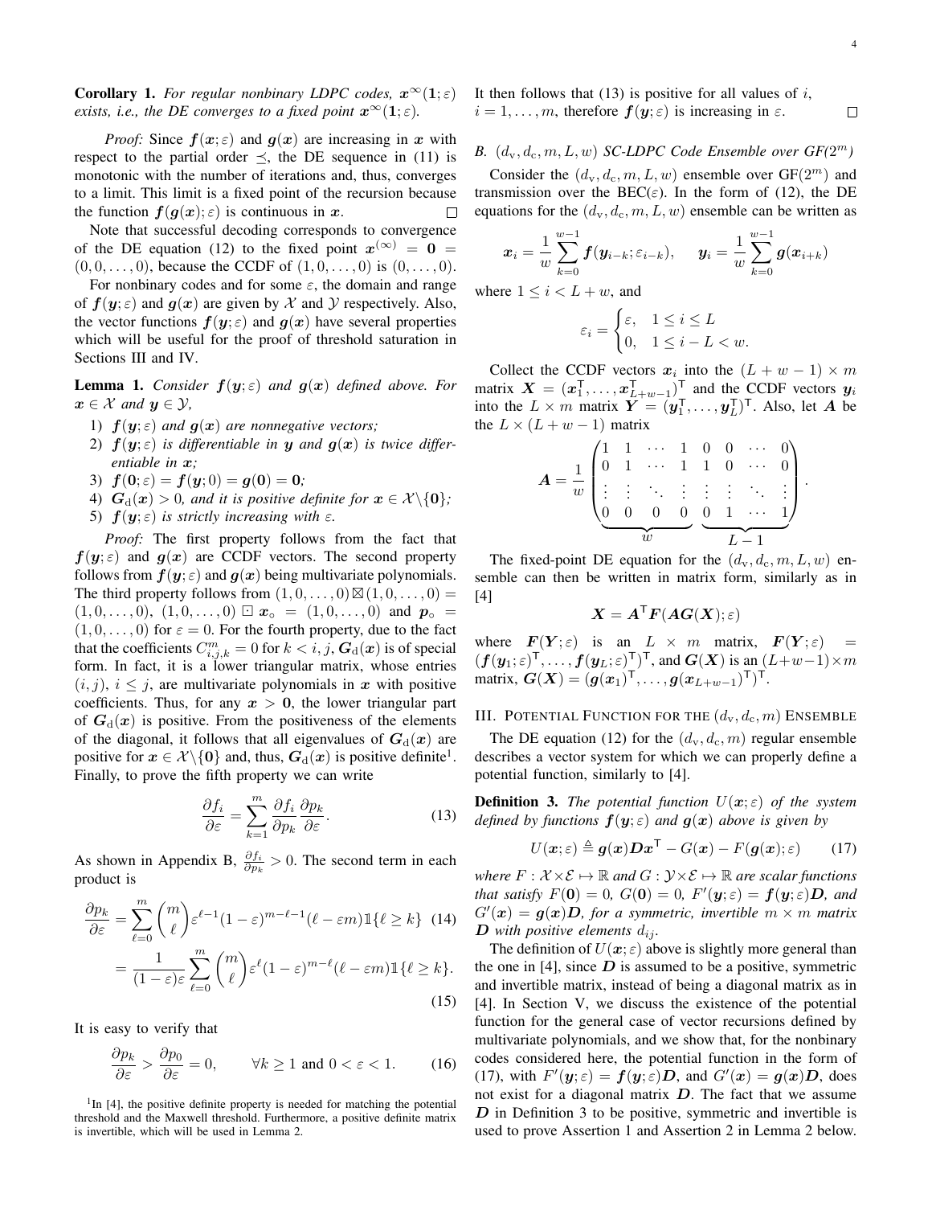**Corollary 1.** *For regular nonbinary LDPC codes, $\boldsymbol{x}^{\infty}(\mathbf{1};\varepsilon)$ exists, i.e., the DE converges to a fixed point $\boldsymbol{x}^{\infty}(\mathbf{1};\varepsilon)$.*

*Proof:* Since $\boldsymbol{f}(\boldsymbol{x};\varepsilon)$ and $\boldsymbol{g}(\boldsymbol{x})$ are increasing in $\boldsymbol{x}$ with respect to the partial order $\preceq$, the DE sequence in (11) is monotonic with the number of iterations and, thus, converges to a limit. This limit is a fixed point of the recursion because the function $\boldsymbol{f}(\boldsymbol{g}(\boldsymbol{x});\varepsilon)$ is continuous in $\boldsymbol{x}$. $\square$

Note that successful decoding corresponds to convergence of the DE equation (12) to the fixed point $\boldsymbol{x}^{(\infty)} = \mathbf{0} = (0,0,\ldots,0)$, because the CCDF of $(1,0,\ldots,0)$ is $(0,\ldots,0)$.

For nonbinary codes and for some $\varepsilon$, the domain and range of $\boldsymbol{f}(\boldsymbol{y};\varepsilon)$ and $\boldsymbol{g}(\boldsymbol{x})$ are given by $\mathcal{X}$ and $\mathcal{Y}$ respectively. Also, the vector functions $\boldsymbol{f}(\boldsymbol{y};\varepsilon)$ and $\boldsymbol{g}(\boldsymbol{x})$ have several properties which will be useful for the proof of threshold saturation in Sections III and IV.

**Lemma 1.** *Consider $\boldsymbol{f}(\boldsymbol{y};\varepsilon)$ and $\boldsymbol{g}(\boldsymbol{x})$ defined above. For $\boldsymbol{x}\in\mathcal{X}$ and $\boldsymbol{y}\in\mathcal{Y}$,*

1) *$\boldsymbol{f}(\boldsymbol{y};\varepsilon)$ and $\boldsymbol{g}(\boldsymbol{x})$ are nonnegative vectors;*
2) *$\boldsymbol{f}(\boldsymbol{y};\varepsilon)$ is differentiable in $\boldsymbol{y}$ and $\boldsymbol{g}(\boldsymbol{x})$ is twice differentiable in $\boldsymbol{x}$;*
3) *$\boldsymbol{f}(\mathbf{0};\varepsilon)=\boldsymbol{f}(\boldsymbol{y};0)=\boldsymbol{g}(\mathbf{0})=\mathbf{0}$;*
4) *$\boldsymbol{G}_{\rm d}(\boldsymbol{x})>0$, and it is positive definite for $\boldsymbol{x}\in\mathcal{X}\backslash\{\mathbf{0}\}$;*
5) *$\boldsymbol{f}(\boldsymbol{y};\varepsilon)$ is strictly increasing with $\varepsilon$.*

*Proof:* The first property follows from the fact that $\boldsymbol{f}(\boldsymbol{y};\varepsilon)$ and $\boldsymbol{g}(\boldsymbol{x})$ are CCDF vectors. The second property follows from $\boldsymbol{f}(\boldsymbol{y};\varepsilon)$ and $\boldsymbol{g}(\boldsymbol{x})$ being multivariate polynomials. The third property follows from $(1,0,\ldots,0)\boxtimes(1,0,\ldots,0)=(1,0,\ldots,0)$, $(1,0,\ldots,0)\boxdot\boldsymbol{x}_\circ=(1,0,\ldots,0)$ and $\boldsymbol{p}_\circ=(1,0,\ldots,0)$ for $\varepsilon=0$. For the fourth property, due to the fact that the coefficients $C^m_{i,j,k}=0$ for $k<i,j$, $\boldsymbol{G}_{\rm d}(\boldsymbol{x})$ is of special form. In fact, it is a lower triangular matrix, whose entries $(i,j)$, $i\le j$, are multivariate polynomials in $\boldsymbol{x}$ with positive coefficients. Thus, for any $\boldsymbol{x}>\mathbf{0}$, the lower triangular part of $\boldsymbol{G}_{\rm d}(\boldsymbol{x})$ is positive. From the positiveness of the elements of the diagonal, it follows that all eigenvalues of $\boldsymbol{G}_{\rm d}(\boldsymbol{x})$ are positive for $\boldsymbol{x}\in\mathcal{X}\backslash\{\mathbf{0}\}$ and, thus, $\boldsymbol{G}_{\rm d}(\boldsymbol{x})$ is positive definite[1]. Finally, to prove the fifth property we can write

$$\frac{\partial f_i}{\partial\varepsilon}=\sum_{k=1}^{m}\frac{\partial f_i}{\partial p_k}\frac{\partial p_k}{\partial\varepsilon}. \tag{13}$$

As shown in Appendix B, $\frac{\partial f_i}{\partial p_k}>0$. The second term in each product is

$$\frac{\partial p_k}{\partial\varepsilon}=\sum_{\ell=0}^{m}\binom{m}{\ell}\varepsilon^{\ell-1}(1-\varepsilon)^{m-\ell-1}(\ell-\varepsilon m)\mathbb{1}\{\ell\ge k\} \tag{14}$$

$$=\frac{1}{(1-\varepsilon)\varepsilon}\sum_{\ell=0}^{m}\binom{m}{\ell}\varepsilon^{\ell}(1-\varepsilon)^{m-\ell}(\ell-\varepsilon m)\mathbb{1}\{\ell\ge k\}. \tag{15}$$

It is easy to verify that

$$\frac{\partial p_k}{\partial\varepsilon}>\frac{\partial p_0}{\partial\varepsilon}=0,\qquad \forall k\ge1 \text{ and } 0<\varepsilon<1. \tag{16}$$

It then follows that (13) is positive for all values of $i$, $i=1,\ldots,m$, therefore $\boldsymbol{f}(\boldsymbol{y};\varepsilon)$ is increasing in $\varepsilon$. $\square$

[1] In [4], the positive definite property is needed for matching the potential threshold and the Maxwell threshold. Furthermore, a positive definite matrix is invertible, which will be used in Lemma 2.

### B. $(d_{\rm v},d_{\rm c},m,L,w)$ SC-LDPC Code Ensemble over GF($2^m$)

Consider the $(d_{\rm v},d_{\rm c},m,L,w)$ ensemble over GF($2^m$) and transmission over the BEC($\varepsilon$). In the form of (12), the DE equations for the $(d_{\rm v},d_{\rm c},m,L,w)$ ensemble can be written as

$$\boldsymbol{x}_i=\frac{1}{w}\sum_{k=0}^{w-1}\boldsymbol{f}(\boldsymbol{y}_{i-k};\varepsilon_{i-k}),\qquad \boldsymbol{y}_i=\frac{1}{w}\sum_{k=0}^{w-1}\boldsymbol{g}(\boldsymbol{x}_{i+k})$$

where $1\le i<L+w$, and

$$\varepsilon_i=\begin{cases}\varepsilon, & 1\le i\le L\\ 0, & 1\le i-L<w.\end{cases}$$

Collect the CCDF vectors $\boldsymbol{x}_i$ into the $(L+w-1)\times m$ matrix $\boldsymbol{X}=(\boldsymbol{x}_1^{\mathsf T},\ldots,\boldsymbol{x}_{L+w-1}^{\mathsf T})^{\mathsf T}$ and the CCDF vectors $\boldsymbol{y}_i$ into the $L\times m$ matrix $\boldsymbol{Y}=(\boldsymbol{y}_1^{\mathsf T},\ldots,\boldsymbol{y}_L^{\mathsf T})^{\mathsf T}$. Also, let $\boldsymbol{A}$ be the $L\times(L+w-1)$ matrix

$$\boldsymbol{A}=\frac{1}{w}\begin{pmatrix}1&1&\cdots&1&0&0&\cdots&0\\0&1&\cdots&1&1&0&\cdots&0\\\vdots&\vdots&\ddots&\vdots&\vdots&\vdots&\ddots&\vdots\\0&0&0&0&0&1&\cdots&1\end{pmatrix}.$$

(with the first $w$ columns and the remaining $L-1$ columns grouped as $\underbrace{\phantom{x}}_{w}$ and $\underbrace{\phantom{x}}_{L-1}$)

The fixed-point DE equation for the $(d_{\rm v},d_{\rm c},m,L,w)$ ensemble can then be written in matrix form, similarly as in [4]

$$\boldsymbol{X}=\boldsymbol{A}^{\mathsf T}\boldsymbol{F}(\boldsymbol{A}\boldsymbol{G}(\boldsymbol{X});\varepsilon)$$

where $\boldsymbol{F}(\boldsymbol{Y};\varepsilon)$ is an $L\times m$ matrix, $\boldsymbol{F}(\boldsymbol{Y};\varepsilon)=(\boldsymbol{f}(\boldsymbol{y}_1;\varepsilon)^{\mathsf T},\ldots,\boldsymbol{f}(\boldsymbol{y}_L;\varepsilon)^{\mathsf T})^{\mathsf T}$, and $\boldsymbol{G}(\boldsymbol{X})$ is an $(L+w-1)\times m$ matrix, $\boldsymbol{G}(\boldsymbol{X})=(\boldsymbol{g}(\boldsymbol{x}_1)^{\mathsf T},\ldots,\boldsymbol{g}(\boldsymbol{x}_{L+w-1})^{\mathsf T})^{\mathsf T}$.

## III. Potential Function for the $(d_{\rm v},d_{\rm c},m)$ Ensemble

The DE equation (12) for the $(d_{\rm v},d_{\rm c},m)$ regular ensemble describes a vector system for which we can properly define a potential function, similarly to [4].

**Definition 3.** *The potential function $U(\boldsymbol{x};\varepsilon)$ of the system defined by functions $\boldsymbol{f}(\boldsymbol{y};\varepsilon)$ and $\boldsymbol{g}(\boldsymbol{x})$ above is given by*

$$U(\boldsymbol{x};\varepsilon)\triangleq\boldsymbol{g}(\boldsymbol{x})\boldsymbol{D}\boldsymbol{x}^{\mathsf T}-G(\boldsymbol{x})-F(\boldsymbol{g}(\boldsymbol{x});\varepsilon) \tag{17}$$

*where $F:\mathcal{X}\times\mathcal{E}\mapsto\mathbb{R}$ and $G:\mathcal{Y}\times\mathcal{E}\mapsto\mathbb{R}$ are scalar functions that satisfy $F(\mathbf{0})=0$, $G(\mathbf{0})=0$, $F'(\boldsymbol{y};\varepsilon)=\boldsymbol{f}(\boldsymbol{y};\varepsilon)\boldsymbol{D}$, and $G'(\boldsymbol{x})=\boldsymbol{g}(\boldsymbol{x})\boldsymbol{D}$, for a symmetric, invertible $m\times m$ matrix $\boldsymbol{D}$ with positive elements $d_{ij}$.*

The definition of $U(\boldsymbol{x};\varepsilon)$ above is slightly more general than the one in [4], since $\boldsymbol{D}$ is assumed to be a positive, symmetric and invertible matrix, instead of being a diagonal matrix as in [4]. In Section V, we discuss the existence of the potential function for the general case of vector recursions defined by multivariate polynomials, and we show that, for the nonbinary codes considered here, the potential function in the form of (17), with $F'(\boldsymbol{y};\varepsilon)=\boldsymbol{f}(\boldsymbol{y};\varepsilon)\boldsymbol{D}$, and $G'(\boldsymbol{x})=\boldsymbol{g}(\boldsymbol{x})\boldsymbol{D}$, does not exist for a diagonal matrix $\boldsymbol{D}$. The fact that we assume $\boldsymbol{D}$ in Definition 3 to be positive, symmetric and invertible is used to prove Assertion 1 and Assertion 2 in Lemma 2 below.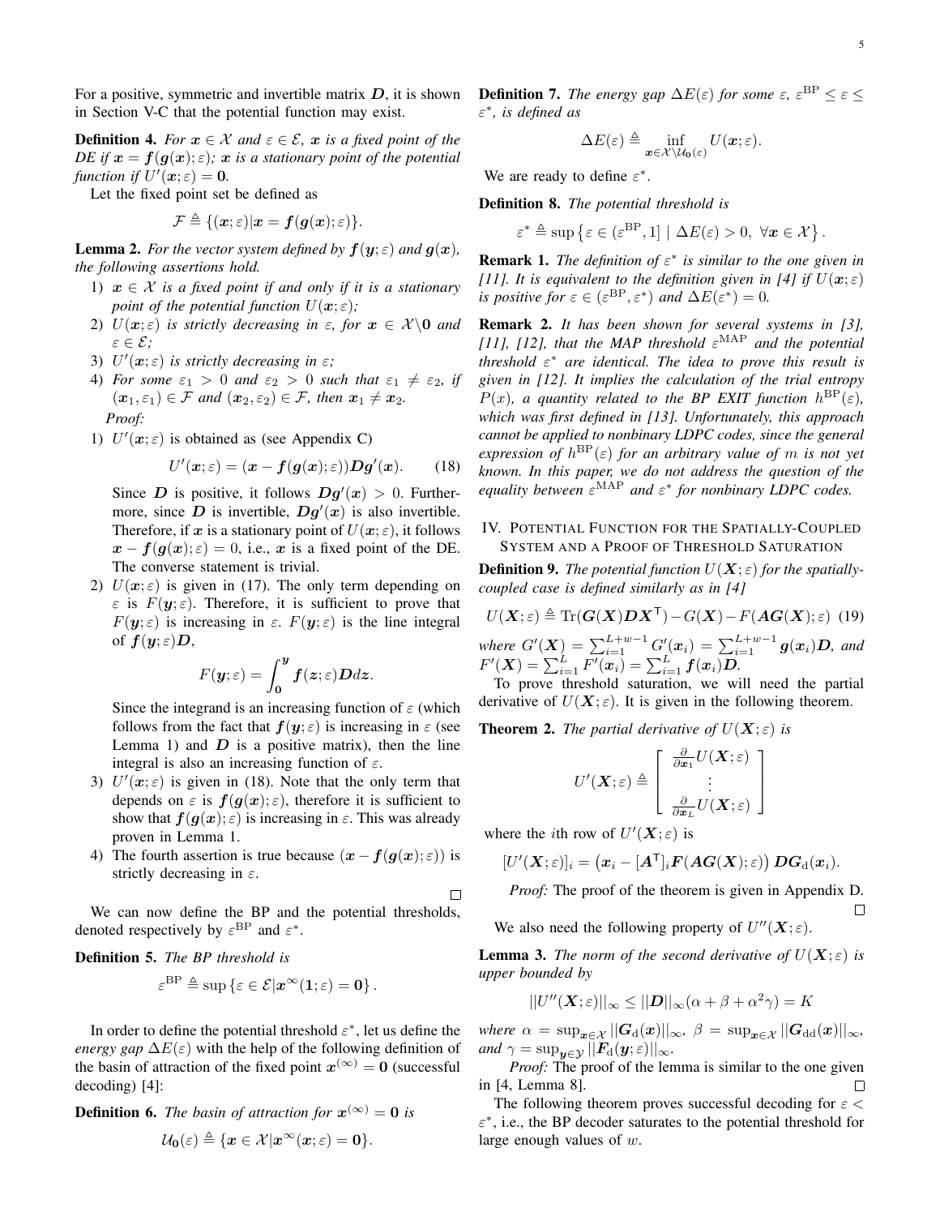For a positive, symmetric and invertible matrix $\boldsymbol{D}$, it is shown in Section V-C that the potential function may exist.

**Definition 4.** *For $\boldsymbol{x} \in \mathcal{X}$ and $\varepsilon \in \mathcal{E}$, $\boldsymbol{x}$ is a fixed point of the DE if $\boldsymbol{x} = \boldsymbol{f}(\boldsymbol{g}(\boldsymbol{x}); \varepsilon)$; $\boldsymbol{x}$ is a stationary point of the potential function if $U'(\boldsymbol{x}; \varepsilon) = \boldsymbol{0}$.*

Let the fixed point set be defined as

$$\mathcal{F} \triangleq \{(\boldsymbol{x}; \varepsilon) | \boldsymbol{x} = \boldsymbol{f}(\boldsymbol{g}(\boldsymbol{x}); \varepsilon)\}.$$

**Lemma 2.** *For the vector system defined by $\boldsymbol{f}(\boldsymbol{y}; \varepsilon)$ and $\boldsymbol{g}(\boldsymbol{x})$, the following assertions hold.*

1) *$\boldsymbol{x} \in \mathcal{X}$ is a fixed point if and only if it is a stationary point of the potential function $U(\boldsymbol{x}; \varepsilon)$;*
2) *$U(\boldsymbol{x}; \varepsilon)$ is strictly decreasing in $\varepsilon$, for $\boldsymbol{x} \in \mathcal{X} \backslash \boldsymbol{0}$ and $\varepsilon \in \mathcal{E}$;*
3) *$U'(\boldsymbol{x}; \varepsilon)$ is strictly decreasing in $\varepsilon$;*
4) *For some $\varepsilon_1 > 0$ and $\varepsilon_2 > 0$ such that $\varepsilon_1 \neq \varepsilon_2$, if $(\boldsymbol{x}_1, \varepsilon_1) \in \mathcal{F}$ and $(\boldsymbol{x}_2, \varepsilon_2) \in \mathcal{F}$, then $\boldsymbol{x}_1 \neq \boldsymbol{x}_2$.*

*Proof:*

1) $U'(\boldsymbol{x}; \varepsilon)$ is obtained as (see Appendix C)

$$U'(\boldsymbol{x}; \varepsilon) = (\boldsymbol{x} - \boldsymbol{f}(\boldsymbol{g}(\boldsymbol{x}); \varepsilon))\boldsymbol{D}\boldsymbol{g}'(\boldsymbol{x}). \tag{18}$$

Since $\boldsymbol{D}$ is positive, it follows $\boldsymbol{D}\boldsymbol{g}'(\boldsymbol{x}) > 0$. Furthermore, since $\boldsymbol{D}$ is invertible, $\boldsymbol{D}\boldsymbol{g}'(\boldsymbol{x})$ is also invertible. Therefore, if $\boldsymbol{x}$ is a stationary point of $U(\boldsymbol{x}; \varepsilon)$, it follows $\boldsymbol{x} - \boldsymbol{f}(\boldsymbol{g}(\boldsymbol{x}); \varepsilon) = 0$, i.e., $\boldsymbol{x}$ is a fixed point of the DE. The converse statement is trivial.

2) $U(\boldsymbol{x}; \varepsilon)$ is given in (17). The only term depending on $\varepsilon$ is $F(\boldsymbol{y}; \varepsilon)$. Therefore, it is sufficient to prove that $F(\boldsymbol{y}; \varepsilon)$ is increasing in $\varepsilon$. $F(\boldsymbol{y}; \varepsilon)$ is the line integral of $\boldsymbol{f}(\boldsymbol{y}; \varepsilon)\boldsymbol{D}$,

$$F(\boldsymbol{y}; \varepsilon) = \int_{\boldsymbol{0}}^{\boldsymbol{y}} \boldsymbol{f}(\boldsymbol{z}; \varepsilon)\boldsymbol{D} d\boldsymbol{z}.$$

Since the integrand is an increasing function of $\varepsilon$ (which follows from the fact that $\boldsymbol{f}(\boldsymbol{y}; \varepsilon)$ is increasing in $\varepsilon$ (see Lemma 1) and $\boldsymbol{D}$ is a positive matrix), then the line integral is also an increasing function of $\varepsilon$.

3) $U'(\boldsymbol{x}; \varepsilon)$ is given in (18). Note that the only term that depends on $\varepsilon$ is $\boldsymbol{f}(\boldsymbol{g}(\boldsymbol{x}); \varepsilon)$, therefore it is sufficient to show that $\boldsymbol{f}(\boldsymbol{g}(\boldsymbol{x}); \varepsilon)$ is increasing in $\varepsilon$. This was already proven in Lemma 1.

4) The fourth assertion is true because $(\boldsymbol{x} - \boldsymbol{f}(\boldsymbol{g}(\boldsymbol{x}); \varepsilon))$ is strictly decreasing in $\varepsilon$.

□

We can now define the BP and the potential thresholds, denoted respectively by $\varepsilon^{\mathrm{BP}}$ and $\varepsilon^*$.

**Definition 5.** *The BP threshold is*

$$\varepsilon^{\mathrm{BP}} \triangleq \sup \{\varepsilon \in \mathcal{E} | \boldsymbol{x}^\infty(\boldsymbol{1}; \varepsilon) = \boldsymbol{0}\}.$$

In order to define the potential threshold $\varepsilon^*$, let us define the *energy gap* $\Delta E(\varepsilon)$ with the help of the following definition of the basin of attraction of the fixed point $\boldsymbol{x}^{(\infty)} = \boldsymbol{0}$ (successful decoding) [4]:

**Definition 6.** *The basin of attraction for $\boldsymbol{x}^{(\infty)} = \boldsymbol{0}$ is*

$$\mathcal{U}_{\boldsymbol{0}}(\varepsilon) \triangleq \{\boldsymbol{x} \in \mathcal{X} | \boldsymbol{x}^\infty(\boldsymbol{x}; \varepsilon) = \boldsymbol{0}\}.$$

**Definition 7.** *The energy gap $\Delta E(\varepsilon)$ for some $\varepsilon$, $\varepsilon^{\mathrm{BP}} \leq \varepsilon \leq \varepsilon^*$, is defined as*

$$\Delta E(\varepsilon) \triangleq \inf_{\boldsymbol{x} \in \mathcal{X} \backslash \mathcal{U}_{\boldsymbol{0}}(\varepsilon)} U(\boldsymbol{x}; \varepsilon).$$

We are ready to define $\varepsilon^*$.

**Definition 8.** *The potential threshold is*

$$\varepsilon^* \triangleq \sup \left\{\varepsilon \in (\varepsilon^{\mathrm{BP}}, 1] \mid \Delta E(\varepsilon) > 0, \ \forall \boldsymbol{x} \in \mathcal{X}\right\}.$$

**Remark 1.** *The definition of $\varepsilon^*$ is similar to the one given in [11]. It is equivalent to the definition given in [4] if $U(\boldsymbol{x}; \varepsilon)$ is positive for $\varepsilon \in (\varepsilon^{\mathrm{BP}}, \varepsilon^*)$ and $\Delta E(\varepsilon^*) = 0$.*

**Remark 2.** *It has been shown for several systems in [3], [11], [12], that the MAP threshold $\varepsilon^{\mathrm{MAP}}$ and the potential threshold $\varepsilon^*$ are identical. The idea to prove this result is given in [12]. It implies the calculation of the trial entropy $P(x)$, a quantity related to the BP EXIT function $h^{\mathrm{BP}}(\varepsilon)$, which was first defined in [13]. Unfortunately, this approach cannot be applied to nonbinary LDPC codes, since the general expression of $h^{\mathrm{BP}}(\varepsilon)$ for an arbitrary value of $m$ is not yet known. In this paper, we do not address the question of the equality between $\varepsilon^{\mathrm{MAP}}$ and $\varepsilon^*$ for nonbinary LDPC codes.*

## IV. Potential Function for the Spatially-Coupled System and a Proof of Threshold Saturation

**Definition 9.** *The potential function $U(\boldsymbol{X}; \varepsilon)$ for the spatially-coupled case is defined similarly as in [4]*

$$U(\boldsymbol{X}; \varepsilon) \triangleq \mathrm{Tr}(\boldsymbol{G}(\boldsymbol{X})\boldsymbol{D}\boldsymbol{X}^{\mathsf{T}}) - G(\boldsymbol{X}) - F(\boldsymbol{A}\boldsymbol{G}(\boldsymbol{X}); \varepsilon) \tag{19}$$

*where $G'(\boldsymbol{X}) = \sum_{i=1}^{L+w-1} G'(\boldsymbol{x}_i) = \sum_{i=1}^{L+w-1} \boldsymbol{g}(\boldsymbol{x}_i)\boldsymbol{D}$, and $F'(\boldsymbol{X}) = \sum_{i=1}^{L} F'(\boldsymbol{x}_i) = \sum_{i=1}^{L} \boldsymbol{f}(\boldsymbol{x}_i)\boldsymbol{D}$.*

To prove threshold saturation, we will need the partial derivative of $U(\boldsymbol{X}; \varepsilon)$. It is given in the following theorem.

**Theorem 2.** *The partial derivative of $U(\boldsymbol{X}; \varepsilon)$ is*

$$U'(\boldsymbol{X}; \varepsilon) \triangleq \begin{bmatrix} \frac{\partial}{\partial \boldsymbol{x}_1} U(\boldsymbol{X}; \varepsilon) \\ \vdots \\ \frac{\partial}{\partial \boldsymbol{x}_L} U(\boldsymbol{X}; \varepsilon) \end{bmatrix}$$

*where the $i$th row of $U'(\boldsymbol{X}; \varepsilon)$ is*

$$[U'(\boldsymbol{X}; \varepsilon)]_i = \left(\boldsymbol{x}_i - [\boldsymbol{A}^{\mathsf{T}}]_i \boldsymbol{F}(\boldsymbol{A}\boldsymbol{G}(\boldsymbol{X}); \varepsilon)\right) \boldsymbol{D}\boldsymbol{G}_{\mathrm{d}}(\boldsymbol{x}_i).$$

*Proof:* The proof of the theorem is given in Appendix D. □

We also need the following property of $U''(\boldsymbol{X}; \varepsilon)$.

**Lemma 3.** *The norm of the second derivative of $U(\boldsymbol{X}; \varepsilon)$ is upper bounded by*

$$||U''(\boldsymbol{X}; \varepsilon)||_\infty \leq ||\boldsymbol{D}||_\infty (\alpha + \beta + \alpha^2 \gamma) = K$$

*where $\alpha = \sup_{\boldsymbol{x} \in \mathcal{X}} ||\boldsymbol{G}_{\mathrm{d}}(\boldsymbol{x})||_\infty$, $\beta = \sup_{\boldsymbol{x} \in \mathcal{X}} ||\boldsymbol{G}_{\mathrm{dd}}(\boldsymbol{x})||_\infty$, and $\gamma = \sup_{\boldsymbol{y} \in \mathcal{Y}} ||\boldsymbol{F}_{\mathrm{d}}(\boldsymbol{y}; \varepsilon)||_\infty$.*

*Proof:* The proof of the lemma is similar to the one given in [4, Lemma 8]. □

The following theorem proves successful decoding for $\varepsilon < \varepsilon^*$, i.e., the BP decoder saturates to the potential threshold for large enough values of $w$.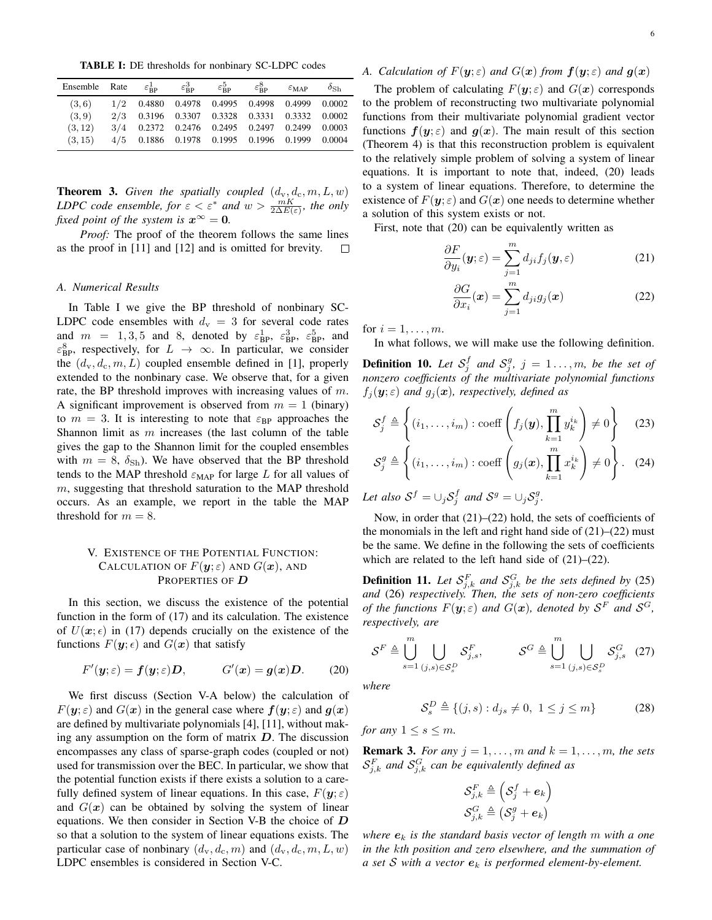**TABLE I:** DE thresholds for nonbinary SC-LDPC codes

| Ensemble | Rate | $\varepsilon^1_{\mathrm{BP}}$ | $\varepsilon^3_{\mathrm{BP}}$ | $\varepsilon^5_{\mathrm{BP}}$ | $\varepsilon^8_{\mathrm{BP}}$ | $\varepsilon_{\mathrm{MAP}}$ | $\delta_{\mathrm{Sh}}$ |
|---|---|---|---|---|---|---|---|
| $(3,6)$ | $1/2$ | 0.4880 | 0.4978 | 0.4995 | 0.4998 | 0.4999 | 0.0002 |
| $(3,9)$ | $2/3$ | 0.3196 | 0.3307 | 0.3328 | 0.3331 | 0.3332 | 0.0002 |
| $(3,12)$ | $3/4$ | 0.2372 | 0.2476 | 0.2495 | 0.2497 | 0.2499 | 0.0003 |
| $(3,15)$ | $4/5$ | 0.1886 | 0.1978 | 0.1995 | 0.1996 | 0.1999 | 0.0004 |

**Theorem 3.** *Given the spatially coupled $(d_{\mathrm{v}}, d_{\mathrm{c}}, m, L, w)$ LDPC code ensemble, for $\varepsilon < \varepsilon^*$ and $w > \frac{mK}{2\Delta E(\varepsilon)}$, the only fixed point of the system is $\boldsymbol{x}^\infty = \boldsymbol{0}$.*

*Proof:* The proof of the theorem follows the same lines as the proof in [11] and [12] and is omitted for brevity. □

### A. Numerical Results

In Table I we give the BP threshold of nonbinary SC-LDPC code ensembles with $d_{\mathrm{v}} = 3$ for several code rates and $m = 1, 3, 5$ and 8, denoted by $\varepsilon^1_{\mathrm{BP}}$, $\varepsilon^3_{\mathrm{BP}}$, $\varepsilon^5_{\mathrm{BP}}$, and $\varepsilon^8_{\mathrm{BP}}$, respectively, for $L \to \infty$. In particular, we consider the $(d_{\mathrm{v}}, d_{\mathrm{c}}, m, L)$ coupled ensemble defined in [1], properly extended to the nonbinary case. We observe that, for a given rate, the BP threshold improves with increasing values of $m$. A significant improvement is observed from $m = 1$ (binary) to $m = 3$. It is interesting to note that $\varepsilon_{\mathrm{BP}}$ approaches the Shannon limit as $m$ increases (the last column of the table gives the gap to the Shannon limit for the coupled ensembles with $m = 8$, $\delta_{\mathrm{Sh}}$). We have observed that the BP threshold tends to the MAP threshold $\varepsilon_{\mathrm{MAP}}$ for large $L$ for all values of $m$, suggesting that threshold saturation to the MAP threshold occurs. As an example, we report in the table the MAP threshold for $m = 8$.

## V. Existence of the Potential Function: Calculation of $F(\boldsymbol{y};\varepsilon)$ and $G(\boldsymbol{x})$, and Properties of $\boldsymbol{D}$

In this section, we discuss the existence of the potential function in the form of (17) and its calculation. The existence of $U(\boldsymbol{x};\epsilon)$ in (17) depends crucially on the existence of the functions $F(\boldsymbol{y};\epsilon)$ and $G(\boldsymbol{x})$ that satisfy

$$F'(\boldsymbol{y};\varepsilon) = \boldsymbol{f}(\boldsymbol{y};\varepsilon)\boldsymbol{D}, \qquad G'(\boldsymbol{x}) = \boldsymbol{g}(\boldsymbol{x})\boldsymbol{D}. \tag{20}$$

We first discuss (Section V-A below) the calculation of $F(\boldsymbol{y};\varepsilon)$ and $G(\boldsymbol{x})$ in the general case where $\boldsymbol{f}(\boldsymbol{y};\varepsilon)$ and $\boldsymbol{g}(\boldsymbol{x})$ are defined by multivariate polynomials [4], [11], without making any assumption on the form of matrix $\boldsymbol{D}$. The discussion encompasses any class of sparse-graph codes (coupled or not) used for transmission over the BEC. In particular, we show that the potential function exists if there exists a solution to a carefully defined system of linear equations. In this case, $F(\boldsymbol{y};\varepsilon)$ and $G(\boldsymbol{x})$ can be obtained by solving the system of linear equations. We then consider in Section V-B the choice of $\boldsymbol{D}$ so that a solution to the system of linear equations exists. The particular case of nonbinary $(d_{\mathrm{v}}, d_{\mathrm{c}}, m)$ and $(d_{\mathrm{v}}, d_{\mathrm{c}}, m, L, w)$ LDPC ensembles is considered in Section V-C.

### A. Calculation of $F(\boldsymbol{y};\varepsilon)$ and $G(\boldsymbol{x})$ from $\boldsymbol{f}(\boldsymbol{y};\varepsilon)$ and $\boldsymbol{g}(\boldsymbol{x})$

The problem of calculating $F(\boldsymbol{y};\varepsilon)$ and $G(\boldsymbol{x})$ corresponds to the problem of reconstructing two multivariate polynomial functions from their multivariate polynomial gradient vector functions $\boldsymbol{f}(\boldsymbol{y};\varepsilon)$ and $\boldsymbol{g}(\boldsymbol{x})$. The main result of this section (Theorem 4) is that this reconstruction problem is equivalent to the relatively simple problem of solving a system of linear equations. It is important to note that, indeed, (20) leads to a system of linear equations. Therefore, to determine the existence of $F(\boldsymbol{y};\varepsilon)$ and $G(\boldsymbol{x})$ one needs to determine whether a solution of this system exists or not.

First, note that (20) can be equivalently written as

$$\frac{\partial F}{\partial y_i}(\boldsymbol{y};\varepsilon) = \sum_{j=1}^{m} d_{ji} f_j(\boldsymbol{y},\varepsilon) \tag{21}$$

$$\frac{\partial G}{\partial x_i}(\boldsymbol{x}) = \sum_{j=1}^{m} d_{ji} g_j(\boldsymbol{x}) \tag{22}$$

for $i = 1, \ldots, m$.

In what follows, we will make use the following definition.

**Definition 10.** *Let $\mathcal{S}^f_j$ and $\mathcal{S}^g_j$, $j = 1\ldots, m$, be the set of nonzero coefficients of the multivariate polynomial functions $f_j(\boldsymbol{y};\varepsilon)$ and $g_j(\boldsymbol{x})$, respectively, defined as*

$$\mathcal{S}^f_j \triangleq \left\{ (i_1,\ldots,i_m) : \mathrm{coeff}\left( f_j(\boldsymbol{y}), \prod_{k=1}^{m} y_k^{i_k} \right) \neq 0 \right\} \tag{23}$$

$$\mathcal{S}^g_j \triangleq \left\{ (i_1,\ldots,i_m) : \mathrm{coeff}\left( g_j(\boldsymbol{x}), \prod_{k=1}^{m} x_k^{i_k} \right) \neq 0 \right\}. \tag{24}$$

*Let also $\mathcal{S}^f = \cup_j \mathcal{S}^f_j$ and $\mathcal{S}^g = \cup_j \mathcal{S}^g_j$.*

Now, in order that (21)–(22) hold, the sets of coefficients of the monomials in the left and right hand side of (21)–(22) must be the same. We define in the following the sets of coefficients which are related to the left hand side of (21)–(22).

**Definition 11.** *Let $\mathcal{S}^F_{j,k}$ and $\mathcal{S}^G_{j,k}$ be the sets defined by (25) and (26) respectively. Then, the sets of non-zero coefficients of the functions $F(\boldsymbol{y};\varepsilon)$ and $G(\boldsymbol{x})$, denoted by $\mathcal{S}^F$ and $\mathcal{S}^G$, respectively, are*

$$\mathcal{S}^F \triangleq \bigcup_{s=1}^{m} \bigcup_{(j,s)\in\mathcal{S}^D_s} \mathcal{S}^F_{j,s}, \qquad \mathcal{S}^G \triangleq \bigcup_{s=1}^{m} \bigcup_{(j,s)\in\mathcal{S}^D_s} \mathcal{S}^G_{j,s} \tag{27}$$

*where*

$$\mathcal{S}^D_s \triangleq \{(j,s) : d_{js} \neq 0,\ 1 \leq j \leq m\} \tag{28}$$

*for any $1 \leq s \leq m$.*

**Remark 3.** *For any $j = 1,\ldots,m$ and $k = 1,\ldots,m$, the sets $\mathcal{S}^F_{j,k}$ and $\mathcal{S}^G_{j,k}$ can be equivalently defined as*

$$\mathcal{S}^F_{j,k} \triangleq \left( \mathcal{S}^f_j + \boldsymbol{e}_k \right)$$

$$\mathcal{S}^G_{j,k} \triangleq \left( \mathcal{S}^g_j + \boldsymbol{e}_k \right)$$

*where $\boldsymbol{e}_k$ is the standard basis vector of length $m$ with a one in the $k$th position and zero elsewhere, and the summation of a set $\mathcal{S}$ with a vector $\boldsymbol{e}_k$ is performed element-by-element.*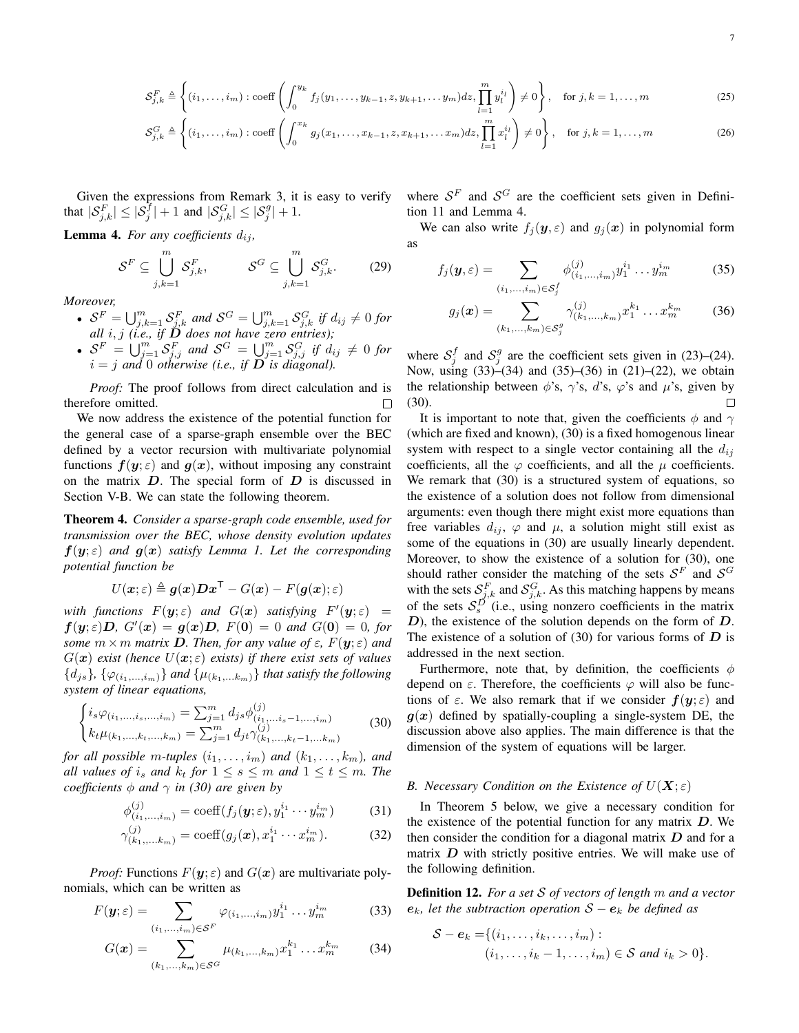$$\mathcal{S}^F_{j,k} \triangleq \left\{(i_1,\ldots,i_m) : \operatorname{coeff}\left(\int_0^{y_k} f_j(y_1,\ldots,y_{k-1},z,y_{k+1},\ldots y_m)dz, \prod_{l=1}^m y_l^{i_l}\right) \neq 0\right\}, \quad \text{for } j,k=1,\ldots,m \tag{25}$$

$$\mathcal{S}^G_{j,k} \triangleq \left\{(i_1,\ldots,i_m) : \operatorname{coeff}\left(\int_0^{x_k} g_j(x_1,\ldots,x_{k-1},z,x_{k+1},\ldots x_m)dz, \prod_{l=1}^m x_l^{i_l}\right) \neq 0\right\}, \quad \text{for } j,k=1,\ldots,m \tag{26}$$

Given the expressions from Remark 3, it is easy to verify that $|\mathcal{S}^F_{j,k}| \leq |\mathcal{S}^f_j| + 1$ and $|\mathcal{S}^G_{j,k}| \leq |\mathcal{S}^g_j| + 1$.

**Lemma 4.** *For any coefficients $d_{ij}$,*

$$\mathcal{S}^F \subseteq \bigcup_{j,k=1}^m \mathcal{S}^F_{j,k}, \qquad \mathcal{S}^G \subseteq \bigcup_{j,k=1}^m \mathcal{S}^G_{j,k}. \tag{29}$$

*Moreover,*

- *$\mathcal{S}^F = \bigcup_{j,k=1}^m \mathcal{S}^F_{j,k}$ and $\mathcal{S}^G = \bigcup_{j,k=1}^m \mathcal{S}^G_{j,k}$ if $d_{ij} \neq 0$ for all $i,j$ (i.e., if $\boldsymbol{D}$ does not have zero entries);*
- *$\mathcal{S}^F = \bigcup_{j=1}^m \mathcal{S}^F_{j,j}$ and $\mathcal{S}^G = \bigcup_{j=1}^m \mathcal{S}^G_{j,j}$ if $d_{ij} \neq 0$ for $i = j$ and 0 otherwise (i.e., if $\boldsymbol{D}$ is diagonal).*

*Proof:* The proof follows from direct calculation and is therefore omitted. □

We now address the existence of the potential function for the general case of a sparse-graph ensemble over the BEC defined by a vector recursion with multivariate polynomial functions $\boldsymbol{f}(\boldsymbol{y};\varepsilon)$ and $\boldsymbol{g}(\boldsymbol{x})$, without imposing any constraint on the matrix $\boldsymbol{D}$. The special form of $\boldsymbol{D}$ is discussed in Section V-B. We can state the following theorem.

**Theorem 4.** *Consider a sparse-graph code ensemble, used for transmission over the BEC, whose density evolution updates $\boldsymbol{f}(\boldsymbol{y};\varepsilon)$ and $\boldsymbol{g}(\boldsymbol{x})$ satisfy Lemma 1. Let the corresponding potential function be*

$$U(\boldsymbol{x};\varepsilon) \triangleq \boldsymbol{g}(\boldsymbol{x})\boldsymbol{D}\boldsymbol{x}^{\mathsf{T}} - G(\boldsymbol{x}) - F(\boldsymbol{g}(\boldsymbol{x});\varepsilon)$$

*with functions $F(\boldsymbol{y};\varepsilon)$ and $G(\boldsymbol{x})$ satisfying $F'(\boldsymbol{y};\varepsilon) = \boldsymbol{f}(\boldsymbol{y};\varepsilon)\boldsymbol{D}$, $G'(\boldsymbol{x}) = \boldsymbol{g}(\boldsymbol{x})\boldsymbol{D}$, $F(\boldsymbol{0}) = 0$ and $G(\boldsymbol{0}) = 0$, for some $m \times m$ matrix $\boldsymbol{D}$. Then, for any value of $\varepsilon$, $F(\boldsymbol{y};\varepsilon)$ and $G(\boldsymbol{x})$ exist (hence $U(\boldsymbol{x};\varepsilon)$ exists) if there exist sets of values $\{d_{js}\}$, $\{\varphi_{(i_1,\ldots,i_m)}\}$ and $\{\mu_{(k_1,\ldots k_m)}\}$ that satisfy the following system of linear equations,*

$$\begin{cases} i_s \varphi_{(i_1,\ldots,i_s,\ldots,i_m)} = \sum_{j=1}^m d_{js}\phi^{(j)}_{(i_1,\ldots i_s-1,\ldots,i_m)} \\ k_t \mu_{(k_1,\ldots,k_t,\ldots,k_m)} = \sum_{j=1}^m d_{jt}\gamma^{(j)}_{(k_1,\ldots,k_t-1,\ldots k_m)} \end{cases} \tag{30}$$

*for all possible $m$-tuples $(i_1,\ldots,i_m)$ and $(k_1,\ldots,k_m)$, and all values of $i_s$ and $k_t$ for $1 \leq s \leq m$ and $1 \leq t \leq m$. The coefficients $\phi$ and $\gamma$ in (30) are given by*

$$\phi^{(j)}_{(i_1,\ldots,i_m)} = \operatorname{coeff}(f_j(\boldsymbol{y};\varepsilon), y_1^{i_1}\cdots y_m^{i_m}) \tag{31}$$

$$\gamma^{(j)}_{(k_1,\ldots k_m)} = \operatorname{coeff}(g_j(\boldsymbol{x}), x_1^{i_1}\cdots x_m^{i_m}). \tag{32}$$

*Proof:* Functions $F(\boldsymbol{y};\varepsilon)$ and $G(\boldsymbol{x})$ are multivariate polynomials, which can be written as

$$F(\boldsymbol{y};\varepsilon) = \sum_{(i_1,\ldots,i_m)\in\mathcal{S}^F} \varphi_{(i_1,\ldots,i_m)} y_1^{i_1}\ldots y_m^{i_m} \tag{33}$$

$$G(\boldsymbol{x}) = \sum_{(k_1,\ldots,k_m)\in\mathcal{S}^G} \mu_{(k_1,\ldots,k_m)} x_1^{k_1}\ldots x_m^{k_m} \tag{34}$$

where $\mathcal{S}^F$ and $\mathcal{S}^G$ are the coefficient sets given in Definition 11 and Lemma 4.

We can also write $f_j(\boldsymbol{y},\varepsilon)$ and $g_j(\boldsymbol{x})$ in polynomial form as

$$f_j(\boldsymbol{y},\varepsilon) = \sum_{(i_1,\ldots,i_m)\in\mathcal{S}^f_j} \phi^{(j)}_{(i_1,\ldots,i_m)} y_1^{i_1}\ldots y_m^{i_m} \tag{35}$$

$$g_j(\boldsymbol{x}) = \sum_{(k_1,\ldots,k_m)\in\mathcal{S}^g_j} \gamma^{(j)}_{(k_1,\ldots,k_m)} x_1^{k_1}\ldots x_m^{k_m} \tag{36}$$

where $\mathcal{S}^f_j$ and $\mathcal{S}^g_j$ are the coefficient sets given in (23)–(24). Now, using (33)–(34) and (35)–(36) in (21)–(22), we obtain the relationship between $\phi$'s, $\gamma$'s, $d$'s, $\varphi$'s and $\mu$'s, given by (30). □

It is important to note that, given the coefficients $\phi$ and $\gamma$ (which are fixed and known), (30) is a fixed homogenous linear system with respect to a single vector containing all the $d_{ij}$ coefficients, all the $\varphi$ coefficients, and all the $\mu$ coefficients. We remark that (30) is a structured system of equations, so the existence of a solution does not follow from dimensional arguments: even though there might exist more equations than free variables $d_{ij}$, $\varphi$ and $\mu$, a solution might still exist as some of the equations in (30) are usually linearly dependent. Moreover, to show the existence of a solution for (30), one should rather consider the matching of the sets $\mathcal{S}^F$ and $\mathcal{S}^G$ with the sets $\mathcal{S}^F_{j,k}$ and $\mathcal{S}^G_{j,k}$. As this matching happens by means of the sets $\mathcal{S}^D_s$ (i.e., using nonzero coefficients in the matrix $\boldsymbol{D}$), the existence of the solution depends on the form of $\boldsymbol{D}$. The existence of a solution of (30) for various forms of $\boldsymbol{D}$ is addressed in the next section.

Furthermore, note that, by definition, the coefficients $\phi$ depend on $\varepsilon$. Therefore, the coefficients $\varphi$ will also be functions of $\varepsilon$. We also remark that if we consider $\boldsymbol{f}(\boldsymbol{y};\varepsilon)$ and $\boldsymbol{g}(\boldsymbol{x})$ defined by spatially-coupling a single-system DE, the discussion above also applies. The main difference is that the dimension of the system of equations will be larger.

### B. Necessary Condition on the Existence of $U(\boldsymbol{X};\varepsilon)$

In Theorem 5 below, we give a necessary condition for the existence of the potential function for any matrix $\boldsymbol{D}$. We then consider the condition for a diagonal matrix $\boldsymbol{D}$ and for a matrix $\boldsymbol{D}$ with strictly positive entries. We will make use of the following definition.

**Definition 12.** *For a set $\mathcal{S}$ of vectors of length $m$ and a vector $\boldsymbol{e}_k$, let the subtraction operation $\mathcal{S} - \boldsymbol{e}_k$ be defined as*

$$\mathcal{S} - \boldsymbol{e}_k = \{(i_1,\ldots,i_k,\ldots,i_m) : (i_1,\ldots,i_k-1,\ldots,i_m) \in \mathcal{S} \text{ and } i_k > 0\}.$$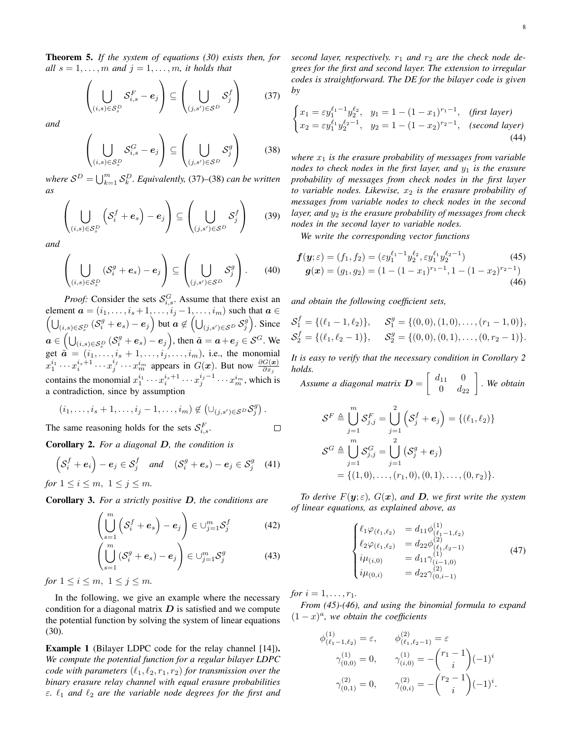**Theorem 5.** *If the system of equations (30) exists then, for all $s = 1, \ldots, m$ and $j = 1, \ldots, m$, it holds that*

$$\left( \bigcup_{(i,s) \in \mathcal{S}_s^D} \mathcal{S}_{i,s}^F - \boldsymbol{e}_j \right) \subseteq \left( \bigcup_{(j,s') \in \mathcal{S}^D} \mathcal{S}_j^f \right) \tag{37}$$

*and*

$$\left( \bigcup_{(i,s) \in \mathcal{S}_s^D} \mathcal{S}_{i,s}^G - \boldsymbol{e}_j \right) \subseteq \left( \bigcup_{(j,s') \in \mathcal{S}^D} \mathcal{S}_j^g \right) \tag{38}$$

*where $\mathcal{S}^D = \bigcup_{k=1}^m \mathcal{S}_k^D$. Equivalently,* (37)–(38) *can be written as*

$$\left( \bigcup_{(i,s) \in \mathcal{S}_s^D} \left( \mathcal{S}_i^f + \boldsymbol{e}_s \right) - \boldsymbol{e}_j \right) \subseteq \left( \bigcup_{(j,s') \in \mathcal{S}^D} \mathcal{S}_j^f \right) \tag{39}$$

*and*

$$\left( \bigcup_{(i,s) \in \mathcal{S}_s^D} \left( \mathcal{S}_i^g + \boldsymbol{e}_s \right) - \boldsymbol{e}_j \right) \subseteq \left( \bigcup_{(j,s') \in \mathcal{S}^D} \mathcal{S}_j^g \right). \tag{40}$$

*Proof:* Consider the sets $\mathcal{S}_{i,s}^G$. Assume that there exist an element $\boldsymbol{a} = (i_1, \ldots, i_s+1, \ldots, i_j-1, \ldots, i_m)$ such that $\boldsymbol{a} \in \left( \bigcup_{(i,s) \in \mathcal{S}_s^D} \left( \mathcal{S}_i^g + \boldsymbol{e}_s \right) - \boldsymbol{e}_j \right)$ but $\boldsymbol{a} \notin \left( \bigcup_{(j,s') \in \mathcal{S}^D} \mathcal{S}_j^g \right)$. Since $\boldsymbol{a} \in \left( \bigcup_{(i,s) \in \mathcal{S}_s^D} \left( \mathcal{S}_i^g + \boldsymbol{e}_s \right) - \boldsymbol{e}_j \right)$, then $\tilde{\boldsymbol{a}} = \boldsymbol{a} + \boldsymbol{e}_j \in \mathcal{S}^G$. We get $\tilde{\boldsymbol{a}} = (i_1, \ldots, i_s+1, \ldots, i_j, \ldots, i_m)$, i.e., the monomial $x_1^{i_1} \cdots x_i^{i_s+1} \cdots x_j^{i_j} \cdots x_m^{i_m}$ appears in $G(\boldsymbol{x})$. But now $\frac{\partial G(\boldsymbol{x})}{\partial x_j}$ contains the monomial $x_1^{i_1} \cdots x_i^{i_s+1} \cdots x_j^{i_j-1} \cdots x_m^{i_m}$, which is a contradiction, since by assumption

$$(i_1, \ldots, i_s+1, \ldots, i_j-1, \ldots, i_m) \notin \left( \cup_{(j,s') \in \mathcal{S}^D} \mathcal{S}_j^g \right).$$

The same reasoning holds for the sets $\mathcal{S}_{i,s}^F$. ∎

**Corollary 2.** *For a diagonal $\boldsymbol{D}$, the condition is*

$$\left( \mathcal{S}_i^f + \boldsymbol{e}_i \right) - \boldsymbol{e}_j \in \mathcal{S}_j^f \quad \text{and} \quad \left( \mathcal{S}_i^g + \boldsymbol{e}_s \right) - \boldsymbol{e}_j \in \mathcal{S}_j^g \tag{41}$$

*for $1 \leq i \leq m,\ 1 \leq j \leq m$.*

**Corollary 3.** *For a strictly positive $\boldsymbol{D}$, the conditions are*

$$\left( \bigcup_{s=1}^m \left( \mathcal{S}_i^f + \boldsymbol{e}_s \right) - \boldsymbol{e}_j \right) \in \cup_{j=1}^m \mathcal{S}_j^f \tag{42}$$

$$\left( \bigcup_{s=1}^m \left( \mathcal{S}_i^g + \boldsymbol{e}_s \right) - \boldsymbol{e}_j \right) \in \cup_{j=1}^m \mathcal{S}_j^g \tag{43}$$

*for $1 \leq i \leq m,\ 1 \leq j \leq m$.*

In the following, we give an example where the necessary condition for a diagonal matrix $\boldsymbol{D}$ is satisfied and we compute the potential function by solving the system of linear equations (30).

**Example 1** (Bilayer LDPC code for the relay channel [14])**.** *We compute the potential function for a regular bilayer LDPC code with parameters $(\ell_1, \ell_2, r_1, r_2)$ for transmission over the binary erasure relay channel with equal erasure probabilities $\varepsilon$. $\ell_1$ and $\ell_2$ are the variable node degrees for the first and second layer, respectively. $r_1$ and $r_2$ are the check node degrees for the first and second layer. The extension to irregular codes is straightforward. The DE for the bilayer code is given by*

$$\begin{cases} x_1 = \varepsilon y_1^{\ell_1 - 1} y_2^{\ell_2}, \quad y_1 = 1 - (1 - x_1)^{r_1 - 1}, \quad \text{(first layer)} \\ x_2 = \varepsilon y_1^{\ell_1} y_2^{\ell_2 - 1}, \quad y_2 = 1 - (1 - x_2)^{r_2 - 1}, \quad \text{(second layer)} \end{cases} \tag{44}$$

*where $x_1$ is the erasure probability of messages from variable nodes to check nodes in the first layer, and $y_1$ is the erasure probability of messages from check nodes in the first layer to variable nodes. Likewise, $x_2$ is the erasure probability of messages from variable nodes to check nodes in the second layer, and $y_2$ is the erasure probability of messages from check nodes in the second layer to variable nodes.*

*We write the corresponding vector functions*

$$\boldsymbol{f}(\boldsymbol{y}; \varepsilon) = (f_1, f_2) = (\varepsilon y_1^{\ell_1 - 1} y_2^{\ell_2}, \varepsilon y_1^{\ell_1} y_2^{\ell_2 - 1}) \tag{45}$$

$$\boldsymbol{g}(\boldsymbol{x}) = (g_1, g_2) = (1 - (1 - x_1)^{r_1 - 1}, 1 - (1 - x_2)^{r_2 - 1}) \tag{46}$$

*and obtain the following coefficient sets,*

$$\mathcal{S}_1^f = \{(\ell_1 - 1, \ell_2)\}, \quad \mathcal{S}_1^g = \{(0,0), (1,0), \ldots, (r_1 - 1, 0)\},$$
$$\mathcal{S}_2^f = \{(\ell_1, \ell_2 - 1)\}, \quad \mathcal{S}_2^g = \{(0,0), (0,1), \ldots, (0, r_2 - 1)\}.$$

*It is easy to verify that the necessary condition in Corollary 2 holds.*

*Assume a diagonal matrix $\boldsymbol{D} = \begin{bmatrix} d_{11} & 0 \\ 0 & d_{22} \end{bmatrix}$. We obtain*

$$\mathcal{S}^F \triangleq \bigcup_{j=1}^m \mathcal{S}_{j,j}^F = \bigcup_{j=1}^2 \left( \mathcal{S}_j^f + \boldsymbol{e}_j \right) = \{(\ell_1, \ell_2)\}$$

$$\begin{aligned} \mathcal{S}^G \triangleq \bigcup_{j=1}^m \mathcal{S}_{j,j}^G &= \bigcup_{j=1}^2 \left( \mathcal{S}_j^g + \boldsymbol{e}_j \right) \\ &= \{(1,0), \ldots, (r_1, 0), (0,1), \ldots, (0, r_2)\}. \end{aligned}$$

*To derive $F(\boldsymbol{y}; \varepsilon)$, $G(\boldsymbol{x})$, and $\boldsymbol{D}$, we first write the system of linear equations, as explained above, as*

$$\begin{cases} \ell_1 \varphi_{(\ell_1, \ell_2)} &= d_{11} \phi_{(\ell_1 - 1, \ell_2)}^{(1)} \\ \ell_2 \varphi_{(\ell_1, \ell_2)} &= d_{22} \phi_{(\ell_1, \ell_2 - 1)}^{(2)} \\ i \mu_{(i,0)} &= d_{11} \gamma_{(i-1,0)}^{(1)} \\ i \mu_{(0,i)} &= d_{22} \gamma_{(0,i-1)}^{(2)} \end{cases} \tag{47}$$

*for $i = 1, \ldots, r_1$.*

*From (45)-(46), and using the binomial formula to expand $(1-x)^a$, we obtain the coefficients*

$$\phi_{(\ell_1 - 1, \ell_2)}^{(1)} = \varepsilon, \qquad \phi_{(\ell_1, \ell_2 - 1)}^{(2)} = \varepsilon$$
$$\gamma_{(0,0)}^{(1)} = 0, \qquad \gamma_{(i,0)}^{(1)} = -\binom{r_1 - 1}{i}(-1)^i$$
$$\gamma_{(0,1)}^{(2)} = 0, \qquad \gamma_{(0,i)}^{(2)} = -\binom{r_2 - 1}{i}(-1)^i.$$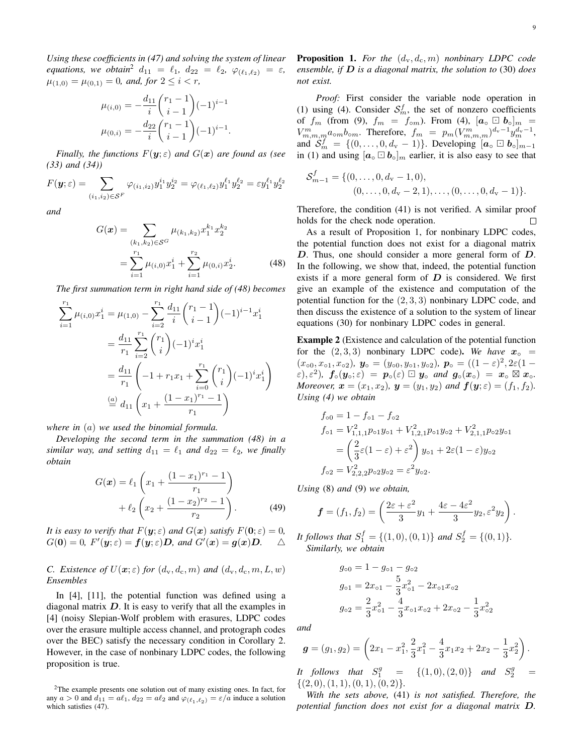*Using these coefficients in (47) and solving the system of linear equations, we obtain*[2] $d_{11} = \ell_1$, $d_{22} = \ell_2$, $\varphi_{(\ell_1,\ell_2)} = \varepsilon$, $\mu_{(1,0)} = \mu_{(0,1)} = 0$, *and, for* $2 \leq i < r$,

$$\mu_{(i,0)} = -\frac{d_{11}}{i}\binom{r_1 - 1}{i-1}(-1)^{i-1}$$
$$\mu_{(0,i)} = -\frac{d_{22}}{i}\binom{r_1 - 1}{i-1}(-1)^{i-1}.$$

*Finally, the functions* $F(\boldsymbol{y};\varepsilon)$ *and* $G(\boldsymbol{x})$ *are found as (see (33) and (34))*

$$F(\boldsymbol{y};\varepsilon) = \sum_{(i_1,i_2)\in\mathcal{S}^F} \varphi_{(i_1,i_2)} y_1^{i_1} y_2^{i_2} = \varphi_{(\ell_1,\ell_2)} y_1^{\ell_1} y_2^{\ell_2} = \varepsilon y_1^{\ell_1} y_2^{\ell_2}$$

*and*

$$\begin{aligned} G(\boldsymbol{x}) &= \sum_{(k_1,k_2)\in\mathcal{S}^G} \mu_{(k_1,k_2)} x_1^{k_1} x_2^{k_2} \\ &= \sum_{i=1}^{r_1} \mu_{(i,0)} x_1^i + \sum_{i=1}^{r_2} \mu_{(0,i)} x_2^i. \end{aligned} \tag{48}$$

*The first summation term in right hand side of (48) becomes*

$$\begin{aligned} \sum_{i=1}^{r_1} \mu_{(i,0)} x_1^i &= \mu_{(1,0)} - \sum_{i=2}^{r_1} \frac{d_{11}}{i}\binom{r_1-1}{i-1}(-1)^{i-1} x_1^i \\ &= \frac{d_{11}}{r_1} \sum_{i=2}^{r_1} \binom{r_1}{i}(-1)^i x_1^i \\ &= \frac{d_{11}}{r_1}\left(-1 + r_1 x_1 + \sum_{i=0}^{r_1}\binom{r_1}{i}(-1)^i x_1^i\right) \\ &\overset{(a)}{=} d_{11}\left(x_1 + \frac{(1-x_1)^{r_1} - 1}{r_1}\right) \end{aligned}$$

*where in* $(a)$ *we used the binomial formula.*

*Developing the second term in the summation (48) in a similar way, and setting* $d_{11} = \ell_1$ *and* $d_{22} = \ell_2$, *we finally obtain*

$$\begin{aligned} G(\boldsymbol{x}) &= \ell_1\left(x_1 + \frac{(1-x_1)^{r_1} - 1}{r_1}\right) \\ &\quad + \ell_2\left(x_2 + \frac{(1-x_2)^{r_2} - 1}{r_2}\right). \end{aligned} \tag{49}$$

*It is easy to verify that* $F(\boldsymbol{y};\varepsilon)$ *and* $G(\boldsymbol{x})$ *satisfy* $F(\boldsymbol{0};\varepsilon) = 0$, $G(\boldsymbol{0}) = 0$, $F'(\boldsymbol{y};\varepsilon) = \boldsymbol{f}(\boldsymbol{y};\varepsilon)\boldsymbol{D}$, *and* $G'(\boldsymbol{x}) = \boldsymbol{g}(\boldsymbol{x})\boldsymbol{D}$. △

### C. Existence of $U(\boldsymbol{x};\varepsilon)$ for $(d_{\text{v}}, d_{\text{c}}, m)$ and $(d_{\text{v}}, d_{\text{c}}, m, L, w)$ Ensembles

In [4], [11], the potential function was defined using a diagonal matrix $\boldsymbol{D}$. It is easy to verify that all the examples in [4] (noisy Slepian-Wolf problem with erasures, LDPC codes over the erasure multiple access channel, and protograph codes over the BEC) satisfy the necessary condition in Corollary 2. However, in the case of nonbinary LDPC codes, the following proposition is true.

[2]The example presents one solution out of many existing ones. In fact, for any $a > 0$ and $d_{11} = a\ell_1$, $d_{22} = a\ell_2$ and $\varphi_{(\ell_1,\ell_2)} = \varepsilon/a$ induce a solution which satisfies (47).

**Proposition 1.** *For the* $(d_{\text{v}}, d_{\text{c}}, m)$ *nonbinary LDPC code ensemble, if* $\boldsymbol{D}$ *is a diagonal matrix, the solution to* (30) *does not exist.*

*Proof:* First consider the variable node operation in (1) using (4). Consider $\mathcal{S}_m^f$, the set of nonzero coefficients of $f_m$ (from (9), $f_m = f_{\circ m}$). From (4), $[\boldsymbol{a}_\circ \boxdot \boldsymbol{b}_\circ]_m = V_{m,m,m}^m a_{\circ m} b_{\circ m}$. Therefore, $f_m = p_m (V_{m,m,m}^m)^{d_{\text{v}}-1} y_m^{d_{\text{v}}-1}$, and $\mathcal{S}_m^f = \{(0,\ldots,0,d_{\text{v}}-1)\}$. Developing $[\boldsymbol{a}_\circ \boxdot \boldsymbol{b}_\circ]_{m-1}$ in (1) and using $[\boldsymbol{a}_\circ \boxdot \boldsymbol{b}_\circ]_m$ earlier, it is also easy to see that

$$\begin{aligned} \mathcal{S}_{m-1}^f = \{&(0,\ldots,0,d_{\text{v}}-1,0), \\ &(0,\ldots,0,d_{\text{v}}-2,1),\ldots,(0,\ldots,0,d_{\text{v}}-1)\}. \end{aligned}$$

Therefore, the condition (41) is not verified. A similar proof holds for the check node operation. □

As a result of Proposition 1, for nonbinary LDPC codes, the potential function does not exist for a diagonal matrix $\boldsymbol{D}$. Thus, one should consider a more general form of $\boldsymbol{D}$. In the following, we show that, indeed, the potential function exists if a more general form of $\boldsymbol{D}$ is considered. We first give an example of the existence and computation of the potential function for the $(2,3,3)$ nonbinary LDPC code, and then discuss the existence of a solution to the system of linear equations (30) for nonbinary LDPC codes in general.

**Example 2** (Existence and calculation of the potential function for the $(2,3,3)$ nonbinary LDPC code)**.** *We have* $\boldsymbol{x}_\circ = (x_{\circ 0}, x_{\circ 1}, x_{\circ 2})$, $\boldsymbol{y}_\circ = (y_{\circ 0}, y_{\circ 1}, y_{\circ 2})$, $\boldsymbol{p}_\circ = ((1-\varepsilon)^2, 2\varepsilon(1-\varepsilon), \varepsilon^2)$, $\boldsymbol{f}_\circ(\boldsymbol{y}_\circ;\varepsilon) = \boldsymbol{p}_\circ(\varepsilon) \boxdot \boldsymbol{y}_\circ$ *and* $\boldsymbol{g}_\circ(\boldsymbol{x}_\circ) = \boldsymbol{x}_\circ \boxtimes \boldsymbol{x}_\circ$. *Moreover,* $\boldsymbol{x} = (x_1, x_2)$, $\boldsymbol{y} = (y_1, y_2)$ *and* $\boldsymbol{f}(\boldsymbol{y};\varepsilon) = (f_1, f_2)$. *Using (4) we obtain*

$$\begin{aligned} f_{\circ 0} &= 1 - f_{\circ 1} - f_{\circ 2} \\ f_{\circ 1} &= V_{1,1,1}^2 p_{\circ 1} y_{\circ 1} + V_{1,2,1}^2 p_{\circ 1} y_{\circ 2} + V_{2,1,1}^2 p_{\circ 2} y_{\circ 1} \\ &= \left(\frac{2}{3}\varepsilon(1-\varepsilon) + \varepsilon^2\right) y_{\circ 1} + 2\varepsilon(1-\varepsilon) y_{\circ 2} \\ f_{\circ 2} &= V_{2,2,2}^2 p_{\circ 2} y_{\circ 2} = \varepsilon^2 y_{\circ 2}. \end{aligned}$$

*Using* (8) *and* (9) *we obtain,*

$$\boldsymbol{f} = (f_1, f_2) = \left(\frac{2\varepsilon + \varepsilon^2}{3} y_1 + \frac{4\varepsilon - 4\varepsilon^2}{3} y_2, \varepsilon^2 y_2\right).$$

*It follows that* $S_1^f = \{(1,0),(0,1)\}$ *and* $S_2^f = \{(0,1)\}$.

*Similarly, we obtain*

$$\begin{aligned} g_{\circ 0} &= 1 - g_{\circ 1} - g_{\circ 2} \\ g_{\circ 1} &= 2x_{\circ 1} - \frac{5}{3}x_{\circ 1}^2 - 2x_{\circ 1}x_{\circ 2} \\ g_{\circ 2} &= \frac{2}{3}x_{\circ 1}^2 - \frac{4}{3}x_{\circ 1}x_{\circ 2} + 2x_{\circ 2} - \frac{1}{3}x_{\circ 2}^2 \end{aligned}$$

*and*

$$\boldsymbol{g} = (g_1, g_2) = \left(2x_1 - x_1^2, \frac{2}{3}x_1^2 - \frac{4}{3}x_1 x_2 + 2x_2 - \frac{1}{3}x_2^2\right).$$

*It follows that* $S_1^g = \{(1,0),(2,0)\}$ *and* $S_2^g = \{(2,0),(1,1),(0,1),(0,2)\}$.

*With the sets above,* (41) *is not satisfied. Therefore, the potential function does not exist for a diagonal matrix* $\boldsymbol{D}$.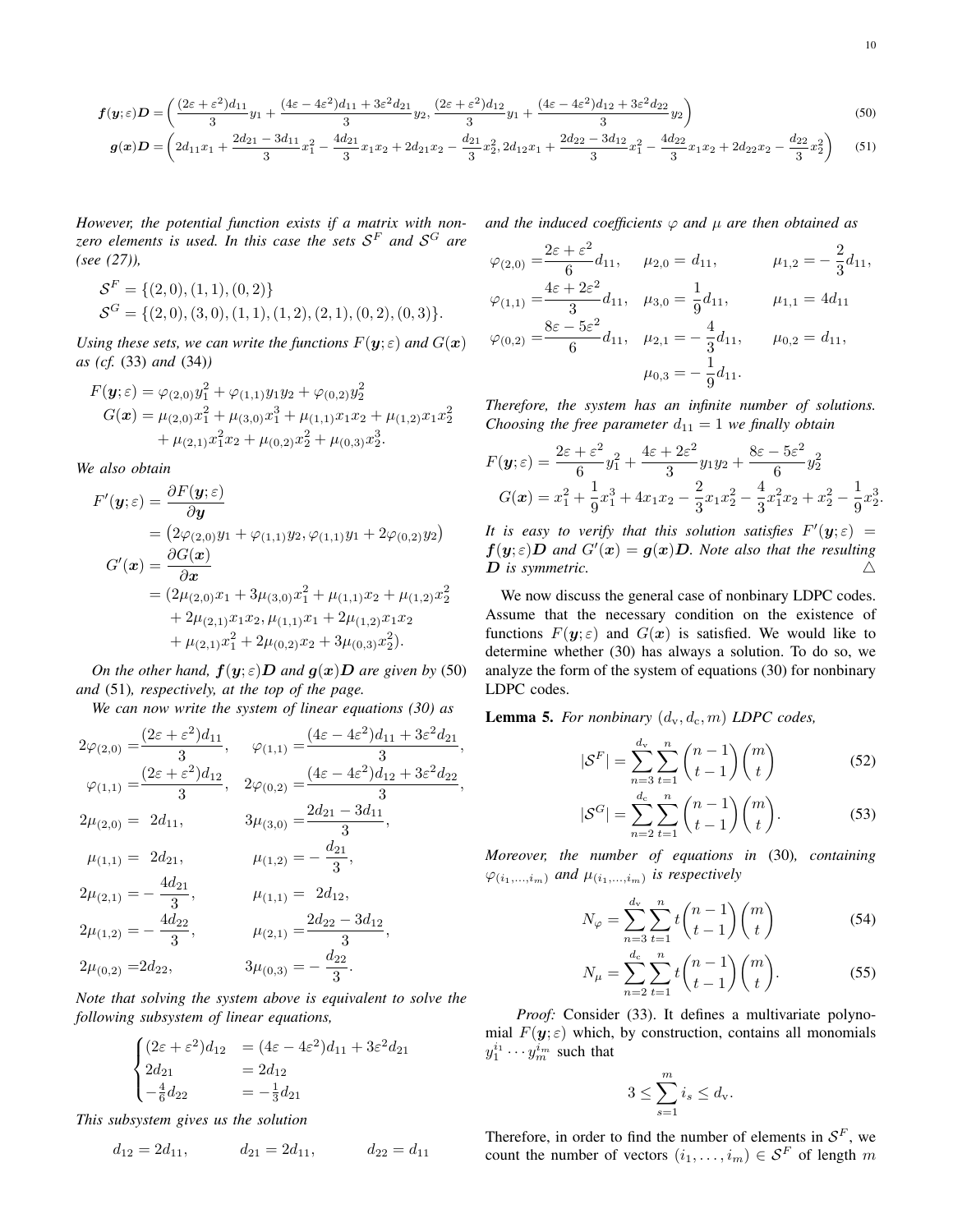$$\boldsymbol{f}(\boldsymbol{y};\varepsilon)\boldsymbol{D} = \left( \frac{(2\varepsilon+\varepsilon^2)d_{11}}{3} y_1 + \frac{(4\varepsilon - 4\varepsilon^2)d_{11} + 3\varepsilon^2 d_{21}}{3} y_2, \frac{(2\varepsilon+\varepsilon^2)d_{12}}{3} y_1 + \frac{(4\varepsilon - 4\varepsilon^2)d_{12} + 3\varepsilon^2 d_{22}}{3} y_2 \right) \tag{50}$$

$$\boldsymbol{g}(\boldsymbol{x})\boldsymbol{D} = \left( 2d_{11}x_1 + \frac{2d_{21} - 3d_{11}}{3}x_1^2 - \frac{4d_{21}}{3}x_1x_2 + 2d_{21}x_2 - \frac{d_{21}}{3}x_2^2, 2d_{12}x_1 + \frac{2d_{22} - 3d_{12}}{3}x_1^2 - \frac{4d_{22}}{3}x_1x_2 + 2d_{22}x_2 - \frac{d_{22}}{3}x_2^2 \right) \tag{51}$$

*However, the potential function exists if a matrix with non-zero elements is used. In this case the sets $\mathcal{S}^F$ and $\mathcal{S}^G$ are (see (27)),*

$$\mathcal{S}^F = \{(2,0),(1,1),(0,2)\}$$
$$\mathcal{S}^G = \{(2,0),(3,0),(1,1),(1,2),(2,1),(0,2),(0,3)\}.$$

*Using these sets, we can write the functions $F(\boldsymbol{y};\varepsilon)$ and $G(\boldsymbol{x})$ as (cf. (33) and (34))*

$$F(\boldsymbol{y};\varepsilon) = \varphi_{(2,0)}y_1^2 + \varphi_{(1,1)}y_1y_2 + \varphi_{(0,2)}y_2^2$$
$$G(\boldsymbol{x}) = \mu_{(2,0)}x_1^2 + \mu_{(3,0)}x_1^3 + \mu_{(1,1)}x_1x_2 + \mu_{(1,2)}x_1x_2^2 + \mu_{(2,1)}x_1^2x_2 + \mu_{(0,2)}x_2^2 + \mu_{(0,3)}x_2^3.$$

*We also obtain*

$$F'(\boldsymbol{y};\varepsilon) = \frac{\partial F(\boldsymbol{y};\varepsilon)}{\partial \boldsymbol{y}} = \left(2\varphi_{(2,0)}y_1 + \varphi_{(1,1)}y_2, \varphi_{(1,1)}y_1 + 2\varphi_{(0,2)}y_2\right)$$

$$G'(\boldsymbol{x}) = \frac{\partial G(\boldsymbol{x})}{\partial \boldsymbol{x}} = (2\mu_{(2,0)}x_1 + 3\mu_{(3,0)}x_1^2 + \mu_{(1,1)}x_2 + \mu_{(1,2)}x_2^2 + 2\mu_{(2,1)}x_1x_2, \mu_{(1,1)}x_1 + 2\mu_{(1,2)}x_1x_2 + \mu_{(2,1)}x_1^2 + 2\mu_{(0,2)}x_2 + 3\mu_{(0,3)}x_2^2).$$

*On the other hand, $\boldsymbol{f}(\boldsymbol{y};\varepsilon)\boldsymbol{D}$ and $\boldsymbol{g}(\boldsymbol{x})\boldsymbol{D}$ are given by (50) and (51), respectively, at the top of the page.*

*We can now write the system of linear equations (30) as*

$$2\varphi_{(2,0)} = \frac{(2\varepsilon+\varepsilon^2)d_{11}}{3}, \quad \varphi_{(1,1)} = \frac{(4\varepsilon-4\varepsilon^2)d_{11}+3\varepsilon^2 d_{21}}{3},$$
$$\varphi_{(1,1)} = \frac{(2\varepsilon+\varepsilon^2)d_{12}}{3}, \quad 2\varphi_{(0,2)} = \frac{(4\varepsilon-4\varepsilon^2)d_{12}+3\varepsilon^2 d_{22}}{3},$$
$$2\mu_{(2,0)} = 2d_{11}, \quad 3\mu_{(3,0)} = \frac{2d_{21}-3d_{11}}{3},$$
$$\mu_{(1,1)} = 2d_{21}, \quad \mu_{(1,2)} = -\frac{d_{21}}{3},$$
$$2\mu_{(2,1)} = -\frac{4d_{21}}{3}, \quad \mu_{(1,1)} = 2d_{12},$$
$$2\mu_{(1,2)} = -\frac{4d_{22}}{3}, \quad \mu_{(2,1)} = \frac{2d_{22}-3d_{12}}{3},$$
$$2\mu_{(0,2)} = 2d_{22}, \quad 3\mu_{(0,3)} = -\frac{d_{22}}{3}.$$

*Note that solving the system above is equivalent to solve the following subsystem of linear equations,*

$$\begin{cases} (2\varepsilon+\varepsilon^2)d_{12} &= (4\varepsilon-4\varepsilon^2)d_{11} + 3\varepsilon^2 d_{21} \\ 2d_{21} &= 2d_{12} \\ -\frac{4}{6}d_{22} &= -\frac{1}{3}d_{21} \end{cases}$$

*This subsystem gives us the solution*

$$d_{12} = 2d_{11}, \qquad d_{21} = 2d_{11}, \qquad d_{22} = d_{11}$$

*and the induced coefficients $\varphi$ and $\mu$ are then obtained as*

$$\varphi_{(2,0)} = \frac{2\varepsilon+\varepsilon^2}{6}d_{11}, \quad \mu_{2,0} = d_{11}, \quad \mu_{1,2} = -\frac{2}{3}d_{11},$$
$$\varphi_{(1,1)} = \frac{4\varepsilon+2\varepsilon^2}{3}d_{11}, \quad \mu_{3,0} = \frac{1}{9}d_{11}, \quad \mu_{1,1} = 4d_{11}$$
$$\varphi_{(0,2)} = \frac{8\varepsilon-5\varepsilon^2}{6}d_{11}, \quad \mu_{2,1} = -\frac{4}{3}d_{11}, \quad \mu_{0,2} = d_{11},$$
$$\mu_{0,3} = -\frac{1}{9}d_{11}.$$

*Therefore, the system has an infinite number of solutions. Choosing the free parameter $d_{11} = 1$ we finally obtain*

$$F(\boldsymbol{y};\varepsilon) = \frac{2\varepsilon+\varepsilon^2}{6}y_1^2 + \frac{4\varepsilon+2\varepsilon^2}{3}y_1y_2 + \frac{8\varepsilon-5\varepsilon^2}{6}y_2^2$$
$$G(\boldsymbol{x}) = x_1^2 + \frac{1}{9}x_1^3 + 4x_1x_2 - \frac{2}{3}x_1x_2^2 - \frac{4}{3}x_1^2x_2 + x_2^2 - \frac{1}{9}x_2^3.$$

*It is easy to verify that this solution satisfies $F'(\boldsymbol{y};\varepsilon) = \boldsymbol{f}(\boldsymbol{y};\varepsilon)\boldsymbol{D}$ and $G'(\boldsymbol{x}) = \boldsymbol{g}(\boldsymbol{x})\boldsymbol{D}$. Note also that the resulting $\boldsymbol{D}$ is symmetric.* △

We now discuss the general case of nonbinary LDPC codes. Assume that the necessary condition on the existence of functions $F(\boldsymbol{y};\varepsilon)$ and $G(\boldsymbol{x})$ is satisfied. We would like to determine whether (30) has always a solution. To do so, we analyze the form of the system of equations (30) for nonbinary LDPC codes.

**Lemma 5.** *For nonbinary $(d_{\mathrm{v}}, d_{\mathrm{c}}, m)$ LDPC codes,*

$$|\mathcal{S}^F| = \sum_{n=3}^{d_{\mathrm{v}}} \sum_{t=1}^{n} \binom{n-1}{t-1}\binom{m}{t} \tag{52}$$

$$|\mathcal{S}^G| = \sum_{n=2}^{d_{\mathrm{c}}} \sum_{t=1}^{n} \binom{n-1}{t-1}\binom{m}{t}. \tag{53}$$

*Moreover, the number of equations in (30), containing $\varphi_{(i_1,\ldots,i_m)}$ and $\mu_{(i_1,\ldots,i_m)}$ is respectively*

$$N_\varphi = \sum_{n=3}^{d_{\mathrm{v}}} \sum_{t=1}^{n} t\binom{n-1}{t-1}\binom{m}{t} \tag{54}$$

$$N_\mu = \sum_{n=2}^{d_{\mathrm{c}}} \sum_{t=1}^{n} t\binom{n-1}{t-1}\binom{m}{t}. \tag{55}$$

*Proof:* Consider (33). It defines a multivariate polynomial $F(\boldsymbol{y};\varepsilon)$ which, by construction, contains all monomials $y_1^{i_1}\cdots y_m^{i_m}$ such that

$$3 \le \sum_{s=1}^{m} i_s \le d_{\mathrm{v}}.$$

Therefore, in order to find the number of elements in $\mathcal{S}^F$, we count the number of vectors $(i_1,\ldots,i_m) \in \mathcal{S}^F$ of length $m$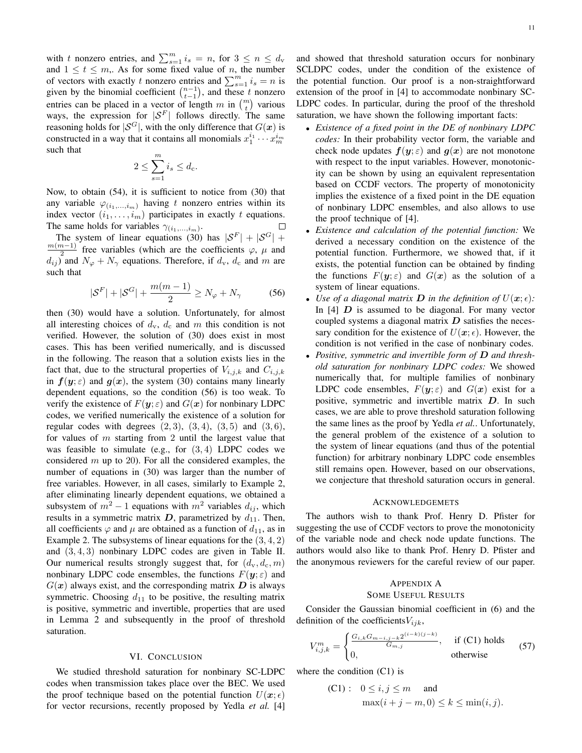with $t$ nonzero entries, and $\sum_{s=1}^{m} i_s = n$, for $3 \leq n \leq d_{\rm v}$ and $1 \leq t \leq m$,. As for some fixed value of $n$, the number of vectors with exactly $t$ nonzero entries and $\sum_{s=1}^{m} i_s = n$ is given by the binomial coefficient $\binom{n-1}{t-1}$, and these $t$ nonzero entries can be placed in a vector of length $m$ in $\binom{m}{t}$ various ways, the expression for $|\mathcal{S}^F|$ follows directly. The same reasoning holds for $|\mathcal{S}^G|$, with the only difference that $G(\boldsymbol{x})$ is constructed in a way that it contains all monomials $x_1^{i_1} \cdots x_m^{i_m}$ such that

$$2 \leq \sum_{s=1}^{m} i_s \leq d_{\rm c}.$$

Now, to obtain (54), it is sufficient to notice from (30) that any variable $\varphi_{(i_1,\ldots,i_m)}$ having $t$ nonzero entries within its index vector $(i_1, \ldots, i_m)$ participates in exactly $t$ equations. The same holds for variables $\gamma_{(i_1,\ldots,i_m)}$. □

The system of linear equations (30) has $|\mathcal{S}^F| + |\mathcal{S}^G| + \frac{m(m-1)}{2}$ free variables (which are the coefficients $\varphi$, $\mu$ and $d_{ij}$) and $N_\varphi + N_\gamma$ equations. Therefore, if $d_{\rm v}$, $d_{\rm c}$ and $m$ are such that

$$|\mathcal{S}^F| + |\mathcal{S}^G| + \frac{m(m-1)}{2} \geq N_\varphi + N_\gamma \tag{56}$$

then (30) would have a solution. Unfortunately, for almost all interesting choices of $d_{\rm v}$, $d_{\rm c}$ and $m$ this condition is not verified. However, the solution of (30) does exist in most cases. This has been verified numerically, and is discussed in the following. The reason that a solution exists lies in the fact that, due to the structural properties of $V_{i,j,k}$ and $C_{i,j,k}$ in $\boldsymbol{f}(\boldsymbol{y};\varepsilon)$ and $\boldsymbol{g}(\boldsymbol{x})$, the system (30) contains many linearly dependent equations, so the condition (56) is too weak. To verify the existence of $F(\boldsymbol{y};\varepsilon)$ and $G(\boldsymbol{x})$ for nonbinary LDPC codes, we verified numerically the existence of a solution for regular codes with degrees $(2,3)$, $(3,4)$, $(3,5)$ and $(3,6)$, for values of $m$ starting from 2 until the largest value that was feasible to simulate (e.g., for $(3,4)$ LDPC codes we considered $m$ up to 20). For all the considered examples, the number of equations in (30) was larger than the number of free variables. However, in all cases, similarly to Example 2, after eliminating linearly dependent equations, we obtained a subsystem of $m^2 - 1$ equations with $m^2$ variables $d_{ij}$, which results in a symmetric matrix $\boldsymbol{D}$, parametrized by $d_{11}$. Then, all coefficients $\varphi$ and $\mu$ are obtained as a function of $d_{11}$, as in Example 2. The subsystems of linear equations for the $(3,4,2)$ and $(3,4,3)$ nonbinary LDPC codes are given in Table II. Our numerical results strongly suggest that, for $(d_{\rm v}, d_{\rm c}, m)$ nonbinary LDPC code ensembles, the functions $F(\boldsymbol{y};\varepsilon)$ and $G(\boldsymbol{x})$ always exist, and the corresponding matrix $\boldsymbol{D}$ is always symmetric. Choosing $d_{11}$ to be positive, the resulting matrix is positive, symmetric and invertible, properties that are used in Lemma 2 and subsequently in the proof of threshold saturation.

## VI. Conclusion

We studied threshold saturation for nonbinary SC-LDPC codes when transmission takes place over the BEC. We used the proof technique based on the potential function $U(\boldsymbol{x};\epsilon)$ for vector recursions, recently proposed by Yedla *et al.* [4] and showed that threshold saturation occurs for nonbinary SCLDPC codes, under the condition of the existence of the potential function. Our proof is a non-straightforward extension of the proof in [4] to accommodate nonbinary SC-LDPC codes. In particular, during the proof of the threshold saturation, we have shown the following important facts:

- *Existence of a fixed point in the DE of nonbinary LDPC codes:* In their probability vector form, the variable and check node updates $\boldsymbol{f}(\boldsymbol{y};\varepsilon)$ and $\boldsymbol{g}(\boldsymbol{x})$ are not monotone with respect to the input variables. However, monotonicity can be shown by using an equivalent representation based on CCDF vectors. The property of monotonicity implies the existence of a fixed point in the DE equation of nonbinary LDPC ensembles, and also allows to use the proof technique of [4].
- *Existence and calculation of the potential function:* We derived a necessary condition on the existence of the potential function. Furthermore, we showed that, if it exists, the potential function can be obtained by finding the functions $F(\boldsymbol{y};\varepsilon)$ and $G(\boldsymbol{x})$ as the solution of a system of linear equations.
- *Use of a diagonal matrix $\boldsymbol{D}$ in the definition of $U(\boldsymbol{x};\epsilon)$:* In [4] $\boldsymbol{D}$ is assumed to be diagonal. For many vector coupled systems a diagonal matrix $\boldsymbol{D}$ satisfies the necessary condition for the existence of $U(\boldsymbol{x};\epsilon)$. However, the condition is not verified in the case of nonbinary codes.
- *Positive, symmetric and invertible form of $\boldsymbol{D}$ and threshold saturation for nonbinary LDPC codes:* We showed numerically that, for multiple families of nonbinary LDPC code ensembles, $F(\boldsymbol{y};\varepsilon)$ and $G(\boldsymbol{x})$ exist for a positive, symmetric and invertible matrix $\boldsymbol{D}$. In such cases, we are able to prove threshold saturation following the same lines as the proof by Yedla *et al.*. Unfortunately, the general problem of the existence of a solution to the system of linear equations (and thus of the potential function) for arbitrary nonbinary LDPC code ensembles still remains open. However, based on our observations, we conjecture that threshold saturation occurs in general.

## Acknowledgemets

The authors wish to thank Prof. Henry D. Pfister for suggesting the use of CCDF vectors to prove the monotonicity of the variable node and check node update functions. The authors would also like to thank Prof. Henry D. Pfister and the anonymous reviewers for the careful review of our paper.

## Appendix A
## Some Useful Results

Consider the Gaussian binomial coefficient in (6) and the definition of the coefficients$V_{ijk}$,

$$V_{i,j,k}^m = \begin{cases} \frac{G_{i,k} G_{m-i,j-k} 2^{(i-k)(j-k)}}{G_{m,j}}, & \text{if (C1) holds} \\ 0, & \text{otherwise} \end{cases} \tag{57}$$

where the condition (C1) is

$$\text{(C1)}: \quad 0 \leq i, j \leq m \quad \text{and}$$
$$\max(i + j - m, 0) \leq k \leq \min(i, j).$$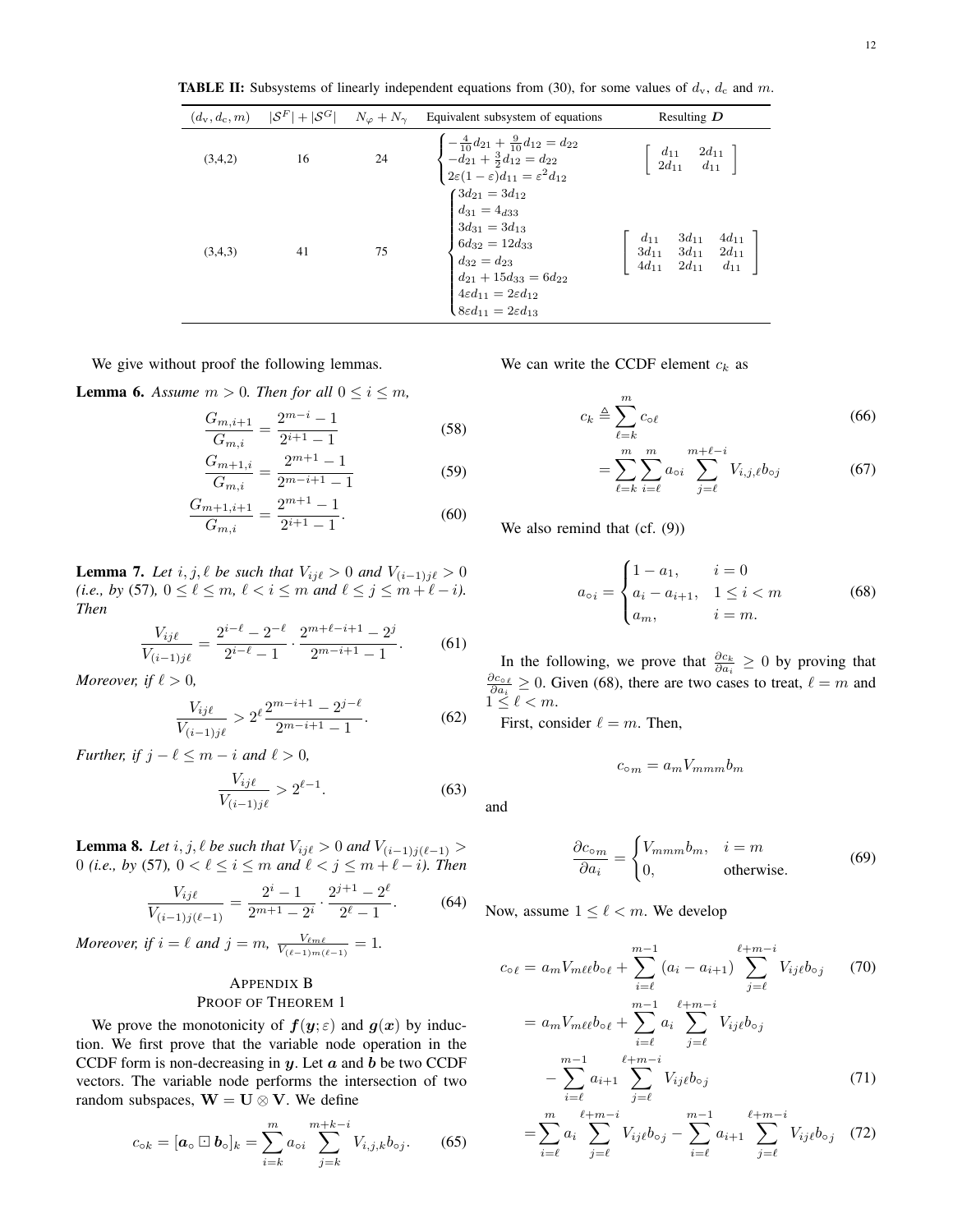**TABLE II:** Subsystems of linearly independent equations from (30), for some values of $d_\mathrm{v}$, $d_\mathrm{c}$ and $m$.

| $(d_\mathrm{v}, d_\mathrm{c}, m)$ | $\lvert\mathcal{S}^F\rvert + \lvert\mathcal{S}^G\rvert$ | $N_\varphi + N_\gamma$ | Equivalent subsystem of equations | Resulting $\boldsymbol{D}$ |
|---|---|---|---|---|
| (3,4,2) | 16 | 24 | $\begin{cases} -\frac{4}{10}d_{21} + \frac{9}{10}d_{12} = d_{22} \\ -d_{21} + \frac{3}{2}d_{12} = d_{22} \\ 2\varepsilon(1-\varepsilon)d_{11} = \varepsilon^2 d_{12} \end{cases}$ | $\begin{bmatrix} d_{11} & 2d_{11} \\ 2d_{11} & d_{11} \end{bmatrix}$ |
| (3,4,3) | 41 | 75 | $\begin{cases} 3d_{21} = 3d_{12} \\ d_{31} = 4_{d33} \\ 3d_{31} = 3d_{13} \\ 6d_{32} = 12d_{33} \\ d_{32} = d_{23} \\ d_{21} + 15d_{33} = 6d_{22} \\ 4\varepsilon d_{11} = 2\varepsilon d_{12} \\ 8\varepsilon d_{11} = 2\varepsilon d_{13} \end{cases}$ | $\begin{bmatrix} d_{11} & 3d_{11} & 4d_{11} \\ 3d_{11} & 3d_{11} & 2d_{11} \\ 4d_{11} & 2d_{11} & d_{11} \end{bmatrix}$ |

We give without proof the following lemmas.

**Lemma 6.** *Assume $m > 0$. Then for all $0 \le i \le m$,*

$$\frac{G_{m,i+1}}{G_{m,i}} = \frac{2^{m-i}-1}{2^{i+1}-1} \tag{58}$$

$$\frac{G_{m+1,i}}{G_{m,i}} = \frac{2^{m+1}-1}{2^{m-i+1}-1} \tag{59}$$

$$\frac{G_{m+1,i+1}}{G_{m,i}} = \frac{2^{m+1}-1}{2^{i+1}-1}. \tag{60}$$

**Lemma 7.** *Let $i, j, \ell$ be such that $V_{ij\ell} > 0$ and $V_{(i-1)j\ell} > 0$ (i.e., by (57), $0 \le \ell \le m$, $\ell < i \le m$ and $\ell \le j \le m + \ell - i$). Then*

$$\frac{V_{ij\ell}}{V_{(i-1)j\ell}} = \frac{2^{i-\ell}-2^{-\ell}}{2^{i-\ell}-1} \cdot \frac{2^{m+\ell-i+1}-2^j}{2^{m-i+1}-1}. \tag{61}$$

*Moreover, if $\ell > 0$,*

$$\frac{V_{ij\ell}}{V_{(i-1)j\ell}} > 2^\ell \frac{2^{m-i+1}-2^{j-\ell}}{2^{m-i+1}-1}. \tag{62}$$

*Further, if $j - \ell \le m - i$ and $\ell > 0$,*

$$\frac{V_{ij\ell}}{V_{(i-1)j\ell}} > 2^{\ell-1}. \tag{63}$$

**Lemma 8.** *Let $i, j, \ell$ be such that $V_{ij\ell} > 0$ and $V_{(i-1)j(\ell-1)} > 0$ (i.e., by (57), $0 < \ell \le i \le m$ and $\ell < j \le m + \ell - i$). Then*

$$\frac{V_{ij\ell}}{V_{(i-1)j(\ell-1)}} = \frac{2^i-1}{2^{m+1}-2^i} \cdot \frac{2^{j+1}-2^\ell}{2^\ell-1}. \tag{64}$$

*Moreover, if $i = \ell$ and $j = m$, $\frac{V_{\ell m \ell}}{V_{(\ell-1)m(\ell-1)}} = 1$.*

## Appendix B
## Proof of Theorem 1

We prove the monotonicity of $\boldsymbol{f}(\boldsymbol{y};\varepsilon)$ and $\boldsymbol{g}(\boldsymbol{x})$ by induction. We first prove that the variable node operation in the CCDF form is non-decreasing in $\boldsymbol{y}$. Let $\boldsymbol{a}$ and $\boldsymbol{b}$ be two CCDF vectors. The variable node performs the intersection of two random subspaces, $\mathbf{W} = \mathbf{U} \otimes \mathbf{V}$. We define

$$c_{\circ k} = [\boldsymbol{a}_\circ \boxdot \boldsymbol{b}_\circ]_k = \sum_{i=k}^{m} a_{\circ i} \sum_{j=k}^{m+k-i} V_{i,j,k} b_{\circ j}. \tag{65}$$

We can write the CCDF element $c_k$ as

$$c_k \triangleq \sum_{\ell=k}^{m} c_{\circ \ell} \tag{66}$$

$$= \sum_{\ell=k}^{m} \sum_{i=\ell}^{m} a_{\circ i} \sum_{j=\ell}^{m+\ell-i} V_{i,j,\ell} b_{\circ j} \tag{67}$$

We also remind that (cf. (9))

$$a_{\circ i} = \begin{cases} 1 - a_1, & i = 0 \\ a_i - a_{i+1}, & 1 \le i < m \\ a_m, & i = m. \end{cases} \tag{68}$$

In the following, we prove that $\frac{\partial c_k}{\partial a_i} \ge 0$ by proving that $\frac{\partial c_{\circ \ell}}{\partial a_i} \ge 0$. Given (68), there are two cases to treat, $\ell = m$ and $1 \le \ell < m$.

First, consider $\ell = m$. Then,

$$c_{\circ m} = a_m V_{mmm} b_m$$

and

$$\frac{\partial c_{\circ m}}{\partial a_i} = \begin{cases} V_{mmm} b_m, & i = m \\ 0, & \text{otherwise.} \end{cases} \tag{69}$$

Now, assume $1 \le \ell < m$. We develop

$$c_{\circ \ell} = a_m V_{m\ell\ell} b_{\circ \ell} + \sum_{i=\ell}^{m-1} (a_i - a_{i+1}) \sum_{j=\ell}^{\ell+m-i} V_{ij\ell} b_{\circ j} \tag{70}$$

$$= a_m V_{m\ell\ell} b_{\circ \ell} + \sum_{i=\ell}^{m-1} a_i \sum_{j=\ell}^{\ell+m-i} V_{ij\ell} b_{\circ j} - \sum_{i=\ell}^{m-1} a_{i+1} \sum_{j=\ell}^{\ell+m-i} V_{ij\ell} b_{\circ j} \tag{71}$$

$$= \sum_{i=\ell}^{m} a_i \sum_{j=\ell}^{\ell+m-i} V_{ij\ell} b_{\circ j} - \sum_{i=\ell}^{m-1} a_{i+1} \sum_{j=\ell}^{\ell+m-i} V_{ij\ell} b_{\circ j} \tag{72}$$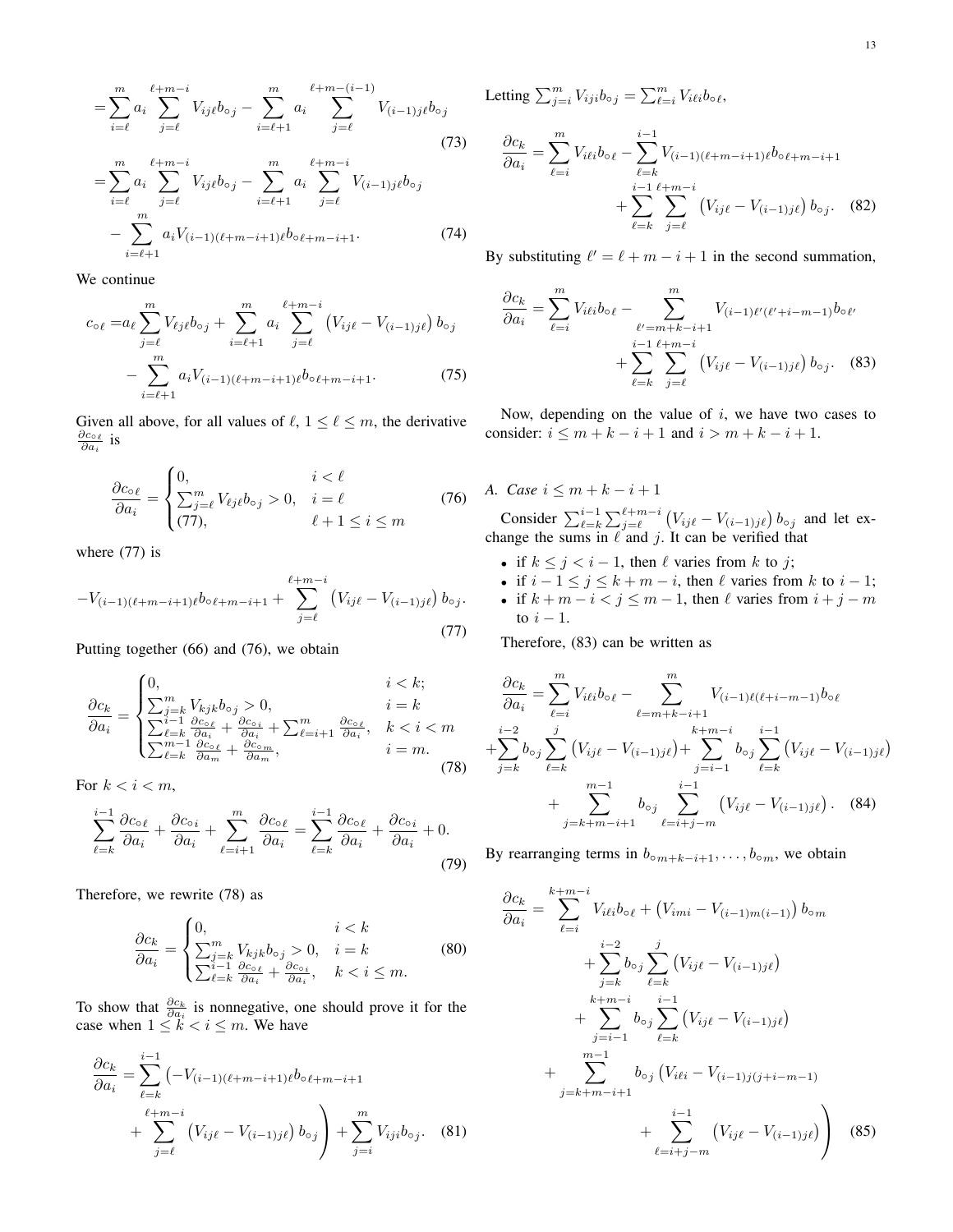$$
= \sum_{i=\ell}^{m} a_i \sum_{j=\ell}^{\ell+m-i} V_{ij\ell} b_{\circ j} - \sum_{i=\ell+1}^{m} a_i \sum_{j=\ell}^{\ell+m-(i-1)} V_{(i-1)j\ell} b_{\circ j} \tag{73}
$$

$$
= \sum_{i=\ell}^{m} a_i \sum_{j=\ell}^{\ell+m-i} V_{ij\ell} b_{\circ j} - \sum_{i=\ell+1}^{m} a_i \sum_{j=\ell}^{\ell+m-i} V_{(i-1)j\ell} b_{\circ j} - \sum_{i=\ell+1}^{m} a_i V_{(i-1)(\ell+m-i+1)\ell} b_{\circ \ell+m-i+1}. \tag{74}
$$

We continue

$$
c_{\circ \ell} = a_\ell \sum_{j=\ell}^{m} V_{\ell j \ell} b_{\circ j} + \sum_{i=\ell+1}^{m} a_i \sum_{j=\ell}^{\ell+m-i} \left( V_{ij\ell} - V_{(i-1)j\ell} \right) b_{\circ j} - \sum_{i=\ell+1}^{m} a_i V_{(i-1)(\ell+m-i+1)\ell} b_{\circ \ell+m-i+1}. \tag{75}
$$

Given all above, for all values of $\ell$, $1 \leq \ell \leq m$, the derivative $\frac{\partial c_{\circ \ell}}{\partial a_i}$ is

$$
\frac{\partial c_{\circ \ell}}{\partial a_i} = \begin{cases} 0, & i < \ell \\ \sum_{j=\ell}^{m} V_{\ell j \ell} b_{\circ j} > 0, & i = \ell \\ (77), & \ell + 1 \leq i \leq m \end{cases} \tag{76}
$$

where (77) is

$$
-V_{(i-1)(\ell+m-i+1)\ell} b_{\circ \ell+m-i+1} + \sum_{j=\ell}^{\ell+m-i} \left( V_{ij\ell} - V_{(i-1)j\ell} \right) b_{\circ j}. \tag{77}
$$

Putting together (66) and (76), we obtain

$$
\frac{\partial c_k}{\partial a_i} = \begin{cases} 0, & i < k; \\ \sum_{j=k}^{m} V_{kjk} b_{\circ j} > 0, & i = k \\ \sum_{\ell=k}^{i-1} \frac{\partial c_{\circ \ell}}{\partial a_i} + \frac{\partial c_{\circ i}}{\partial a_i} + \sum_{\ell=i+1}^{m} \frac{\partial c_{\circ \ell}}{\partial a_i}, & k < i < m \\ \sum_{\ell=k}^{m-1} \frac{\partial c_{\circ \ell}}{\partial a_m} + \frac{\partial c_{\circ m}}{\partial a_m}, & i = m. \end{cases} \tag{78}
$$

For $k < i < m$,

$$
\sum_{\ell=k}^{i-1} \frac{\partial c_{\circ \ell}}{\partial a_i} + \frac{\partial c_{\circ i}}{\partial a_i} + \sum_{\ell=i+1}^{m} \frac{\partial c_{\circ \ell}}{\partial a_i} = \sum_{\ell=k}^{i-1} \frac{\partial c_{\circ \ell}}{\partial a_i} + \frac{\partial c_{\circ i}}{\partial a_i} + 0. \tag{79}
$$

Therefore, we rewrite (78) as

$$
\frac{\partial c_k}{\partial a_i} = \begin{cases} 0, & i < k \\ \sum_{j=k}^{m} V_{kjk} b_{\circ j} > 0, & i = k \\ \sum_{\ell=k}^{i-1} \frac{\partial c_{\circ \ell}}{\partial a_i} + \frac{\partial c_{\circ i}}{\partial a_i}, & k < i \leq m. \end{cases} \tag{80}
$$

To show that $\frac{\partial c_k}{\partial a_i}$ is nonnegative, one should prove it for the case when $1 \leq k < i \leq m$. We have

$$
\frac{\partial c_k}{\partial a_i} = \sum_{\ell=k}^{i-1} \left( -V_{(i-1)(\ell+m-i+1)\ell} b_{\circ \ell+m-i+1} + \sum_{j=\ell}^{\ell+m-i} \left( V_{ij\ell} - V_{(i-1)j\ell} \right) b_{\circ j} \right) + \sum_{j=i}^{m} V_{iji} b_{\circ j}. \tag{81}
$$

Letting $\sum_{j=i}^{m} V_{iji} b_{\circ j} = \sum_{\ell=i}^{m} V_{i\ell i} b_{\circ \ell}$,

$$
\frac{\partial c_k}{\partial a_i} = \sum_{\ell=i}^{m} V_{i\ell i} b_{\circ \ell} - \sum_{\ell=k}^{i-1} V_{(i-1)(\ell+m-i+1)\ell} b_{\circ \ell+m-i+1} + \sum_{\ell=k}^{i-1} \sum_{j=\ell}^{\ell+m-i} \left( V_{ij\ell} - V_{(i-1)j\ell} \right) b_{\circ j}. \tag{82}
$$

By substituting $\ell' = \ell + m - i + 1$ in the second summation,

$$
\frac{\partial c_k}{\partial a_i} = \sum_{\ell=i}^{m} V_{i\ell i} b_{\circ \ell} - \sum_{\ell'=m+k-i+1}^{m} V_{(i-1)\ell'(\ell'+i-m-1)} b_{\circ \ell'} + \sum_{\ell=k}^{i-1} \sum_{j=\ell}^{\ell+m-i} \left( V_{ij\ell} - V_{(i-1)j\ell} \right) b_{\circ j}. \tag{83}
$$

Now, depending on the value of $i$, we have two cases to consider: $i \leq m + k - i + 1$ and $i > m + k - i + 1$.

### A. Case $i \leq m + k - i + 1$

Consider $\sum_{\ell=k}^{i-1} \sum_{j=\ell}^{\ell+m-i} \left( V_{ij\ell} - V_{(i-1)j\ell} \right) b_{\circ j}$ and let exchange the sums in $\ell$ and $j$. It can be verified that

- if $k \leq j < i - 1$, then $\ell$ varies from $k$ to $j$;
- if $i - 1 \leq j \leq k + m - i$, then $\ell$ varies from $k$ to $i - 1$;
- if $k + m - i < j \leq m - 1$, then $\ell$ varies from $i + j - m$ to $i - 1$.

Therefore, (83) can be written as

$$
\frac{\partial c_k}{\partial a_i} = \sum_{\ell=i}^{m} V_{i\ell i} b_{\circ \ell} - \sum_{\ell=m+k-i+1}^{m} V_{(i-1)\ell(\ell+i-m-1)} b_{\circ \ell} + \sum_{j=k}^{i-2} b_{\circ j} \sum_{\ell=k}^{j} \left( V_{ij\ell} - V_{(i-1)j\ell} \right) + \sum_{j=i-1}^{k+m-i} b_{\circ j} \sum_{\ell=k}^{i-1} \left( V_{ij\ell} - V_{(i-1)j\ell} \right) + \sum_{j=k+m-i+1}^{m-1} b_{\circ j} \sum_{\ell=i+j-m}^{i-1} \left( V_{ij\ell} - V_{(i-1)j\ell} \right). \tag{84}
$$

By rearranging terms in $b_{\circ m+k-i+1}, \ldots, b_{\circ m}$, we obtain

$$
\begin{aligned}
\frac{\partial c_k}{\partial a_i} = & \sum_{\ell=i}^{k+m-i} V_{i\ell i} b_{\circ \ell} + \left( V_{imi} - V_{(i-1)m(i-1)} \right) b_{\circ m} \\
& + \sum_{j=k}^{i-2} b_{\circ j} \sum_{\ell=k}^{j} \left( V_{ij\ell} - V_{(i-1)j\ell} \right) \\
& + \sum_{j=i-1}^{k+m-i} b_{\circ j} \sum_{\ell=k}^{i-1} \left( V_{ij\ell} - V_{(i-1)j\ell} \right) \\
& + \sum_{j=k+m-i+1}^{m-1} b_{\circ j} \left( V_{i\ell i} - V_{(i-1)j(j+i-m-1)} + \sum_{\ell=i+j-m}^{i-1} \left( V_{ij\ell} - V_{(i-1)j\ell} \right) \right)
\end{aligned} \tag{85}
$$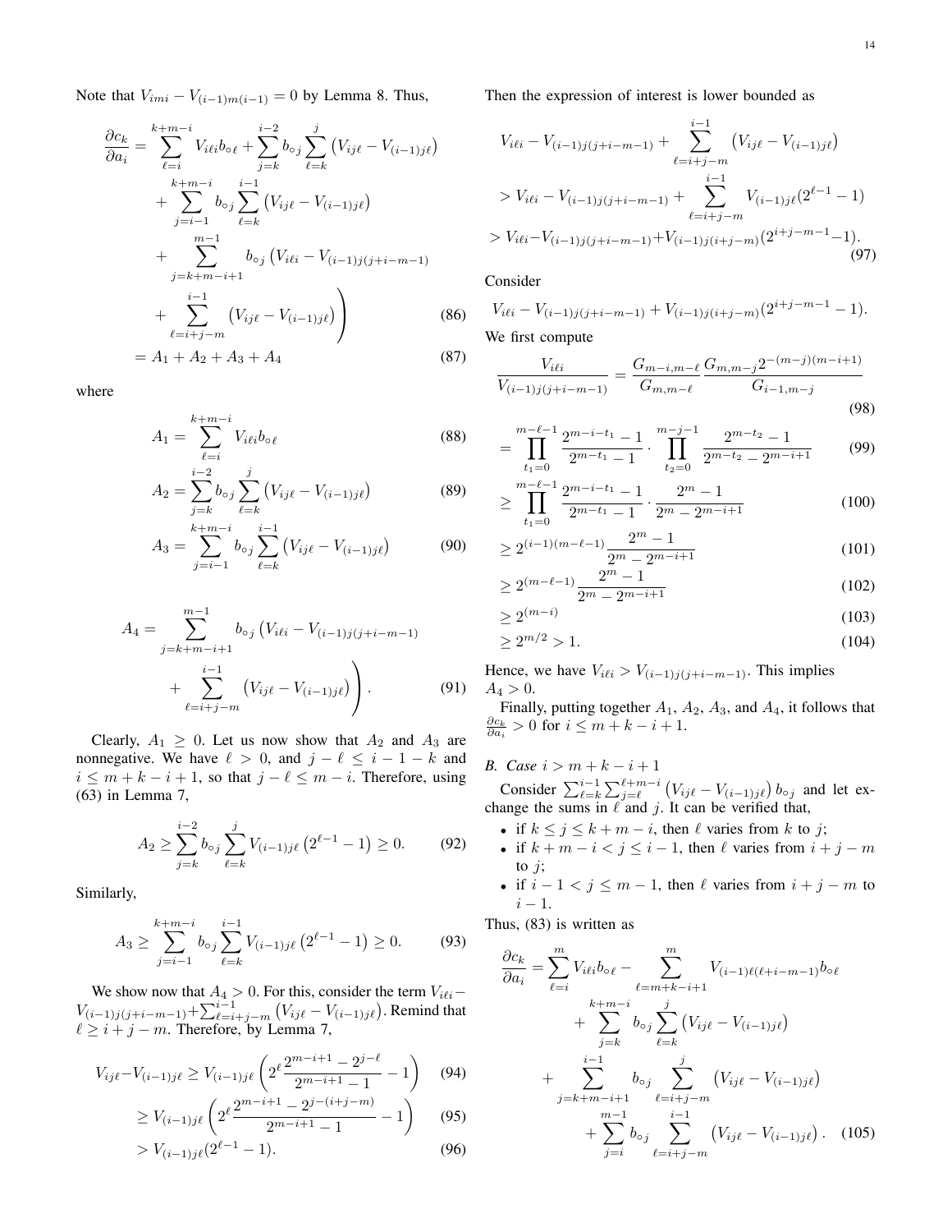Note that $V_{imi} - V_{(i-1)m(i-1)} = 0$ by Lemma 8. Thus,

$$\frac{\partial c_k}{\partial a_i} = \sum_{\ell=i}^{k+m-i} V_{i\ell i} b_{\circ\ell} + \sum_{j=k}^{i-2} b_{\circ j} \sum_{\ell=k}^{j} \left(V_{ij\ell} - V_{(i-1)j\ell}\right) + \sum_{j=i-1}^{k+m-i} b_{\circ j} \sum_{\ell=k}^{i-1} \left(V_{ij\ell} - V_{(i-1)j\ell}\right) + \sum_{j=k+m-i+1}^{m-1} b_{\circ j} \left(V_{i\ell i} - V_{(i-1)j(j+i-m-1)} + \sum_{\ell=i+j-m}^{i-1} \left(V_{ij\ell} - V_{(i-1)j\ell}\right)\right) \tag{86}$$

$$= A_1 + A_2 + A_3 + A_4 \tag{87}$$

where

$$A_1 = \sum_{\ell=i}^{k+m-i} V_{i\ell i} b_{\circ\ell} \tag{88}$$

$$A_2 = \sum_{j=k}^{i-2} b_{\circ j} \sum_{\ell=k}^{j} \left(V_{ij\ell} - V_{(i-1)j\ell}\right) \tag{89}$$

$$A_3 = \sum_{j=i-1}^{k+m-i} b_{\circ j} \sum_{\ell=k}^{i-1} \left(V_{ij\ell} - V_{(i-1)j\ell}\right) \tag{90}$$

$$A_4 = \sum_{j=k+m-i+1}^{m-1} b_{\circ j} \left(V_{i\ell i} - V_{(i-1)j(j+i-m-1)} + \sum_{\ell=i+j-m}^{i-1} \left(V_{ij\ell} - V_{(i-1)j\ell}\right)\right). \tag{91}$$

Clearly, $A_1 \geq 0$. Let us now show that $A_2$ and $A_3$ are nonnegative. We have $\ell > 0$, and $j - \ell \leq i - 1 - k$ and $i \leq m + k - i + 1$, so that $j - \ell \leq m - i$. Therefore, using (63) in Lemma 7,

$$A_2 \geq \sum_{j=k}^{i-2} b_{\circ j} \sum_{\ell=k}^{j} V_{(i-1)j\ell} \left(2^{\ell-1} - 1\right) \geq 0. \tag{92}$$

Similarly,

$$A_3 \geq \sum_{j=i-1}^{k+m-i} b_{\circ j} \sum_{\ell=k}^{i-1} V_{(i-1)j\ell} \left(2^{\ell-1} - 1\right) \geq 0. \tag{93}$$

We show now that $A_4 > 0$. For this, consider the term $V_{i\ell i} - V_{(i-1)j(j+i-m-1)} + \sum_{\ell=i+j-m}^{i-1} \left(V_{ij\ell} - V_{(i-1)j\ell}\right)$. Remind that $\ell \geq i + j - m$. Therefore, by Lemma 7,

$$V_{ij\ell} - V_{(i-1)j\ell} \geq V_{(i-1)j\ell} \left(2^{\ell} \frac{2^{m-i+1} - 2^{j-\ell}}{2^{m-i+1} - 1} - 1\right) \tag{94}$$

$$\geq V_{(i-1)j\ell} \left(2^{\ell} \frac{2^{m-i+1} - 2^{j-(i+j-m)}}{2^{m-i+1} - 1} - 1\right) \tag{95}$$

$$> V_{(i-1)j\ell} (2^{\ell-1} - 1). \tag{96}$$

Then the expression of interest is lower bounded as

$$V_{i\ell i} - V_{(i-1)j(j+i-m-1)} + \sum_{\ell=i+j-m}^{i-1} \left(V_{ij\ell} - V_{(i-1)j\ell}\right)$$
$$> V_{i\ell i} - V_{(i-1)j(j+i-m-1)} + \sum_{\ell=i+j-m}^{i-1} V_{(i-1)j\ell} (2^{\ell-1} - 1)$$
$$> V_{i\ell i} - V_{(i-1)j(j+i-m-1)} + V_{(i-1)j(i+j-m)} (2^{i+j-m-1} - 1). \tag{97}$$

Consider

$$V_{i\ell i} - V_{(i-1)j(j+i-m-1)} + V_{(i-1)j(i+j-m)} (2^{i+j-m-1} - 1).$$

We first compute

$$\frac{V_{i\ell i}}{V_{(i-1)j(j+i-m-1)}} = \frac{G_{m-i,m-\ell}}{G_{m,m-\ell}} \frac{G_{m,m-j} 2^{-(m-j)(m-i+1)}}{G_{i-1,m-j}} \tag{98}$$

$$= \prod_{t_1=0}^{m-\ell-1} \frac{2^{m-i-t_1} - 1}{2^{m-t_1} - 1} \cdot \prod_{t_2=0}^{m-j-1} \frac{2^{m-t_2} - 1}{2^{m-t_2} - 2^{m-i+1}} \tag{99}$$

$$\geq \prod_{t_1=0}^{m-\ell-1} \frac{2^{m-i-t_1} - 1}{2^{m-t_1} - 1} \cdot \frac{2^m - 1}{2^m - 2^{m-i+1}} \tag{100}$$

$$\geq 2^{(i-1)(m-\ell-1)} \frac{2^m - 1}{2^m - 2^{m-i+1}} \tag{101}$$

$$\geq 2^{(m-\ell-1)} \frac{2^m - 1}{2^m - 2^{m-i+1}} \tag{102}$$

$$\geq 2^{(m-i)} \tag{103}$$

$$\geq 2^{m/2} > 1. \tag{104}$$

Hence, we have $V_{i\ell i} > V_{(i-1)j(j+i-m-1)}$. This implies $A_4 > 0$.

Finally, putting together $A_1$, $A_2$, $A_3$, and $A_4$, it follows that $\frac{\partial c_k}{\partial a_i} > 0$ for $i \leq m + k - i + 1$.

### B. Case $i > m + k - i + 1$

Consider $\sum_{\ell=k}^{i-1} \sum_{j=\ell}^{\ell+m-i} \left(V_{ij\ell} - V_{(i-1)j\ell}\right) b_{\circ j}$ and let exchange the sums in $\ell$ and $j$. It can be verified that,

- if $k \leq j \leq k + m - i$, then $\ell$ varies from $k$ to $j$;
- if $k + m - i < j \leq i - 1$, then $\ell$ varies from $i + j - m$ to $j$;
- if $i - 1 < j \leq m - 1$, then $\ell$ varies from $i + j - m$ to $i - 1$.

Thus, (83) is written as

$$\frac{\partial c_k}{\partial a_i} = \sum_{\ell=i}^{m} V_{i\ell i} b_{\circ\ell} - \sum_{\ell=m+k-i+1}^{m} V_{(i-1)\ell(\ell+i-m-1)} b_{\circ\ell} + \sum_{j=k}^{k+m-i} b_{\circ j} \sum_{\ell=k}^{j} \left(V_{ij\ell} - V_{(i-1)j\ell}\right) + \sum_{j=k+m-i+1}^{i-1} b_{\circ j} \sum_{\ell=i+j-m}^{j} \left(V_{ij\ell} - V_{(i-1)j\ell}\right) + \sum_{j=i}^{m-1} b_{\circ j} \sum_{\ell=i+j-m}^{i-1} \left(V_{ij\ell} - V_{(i-1)j\ell}\right). \tag{105}$$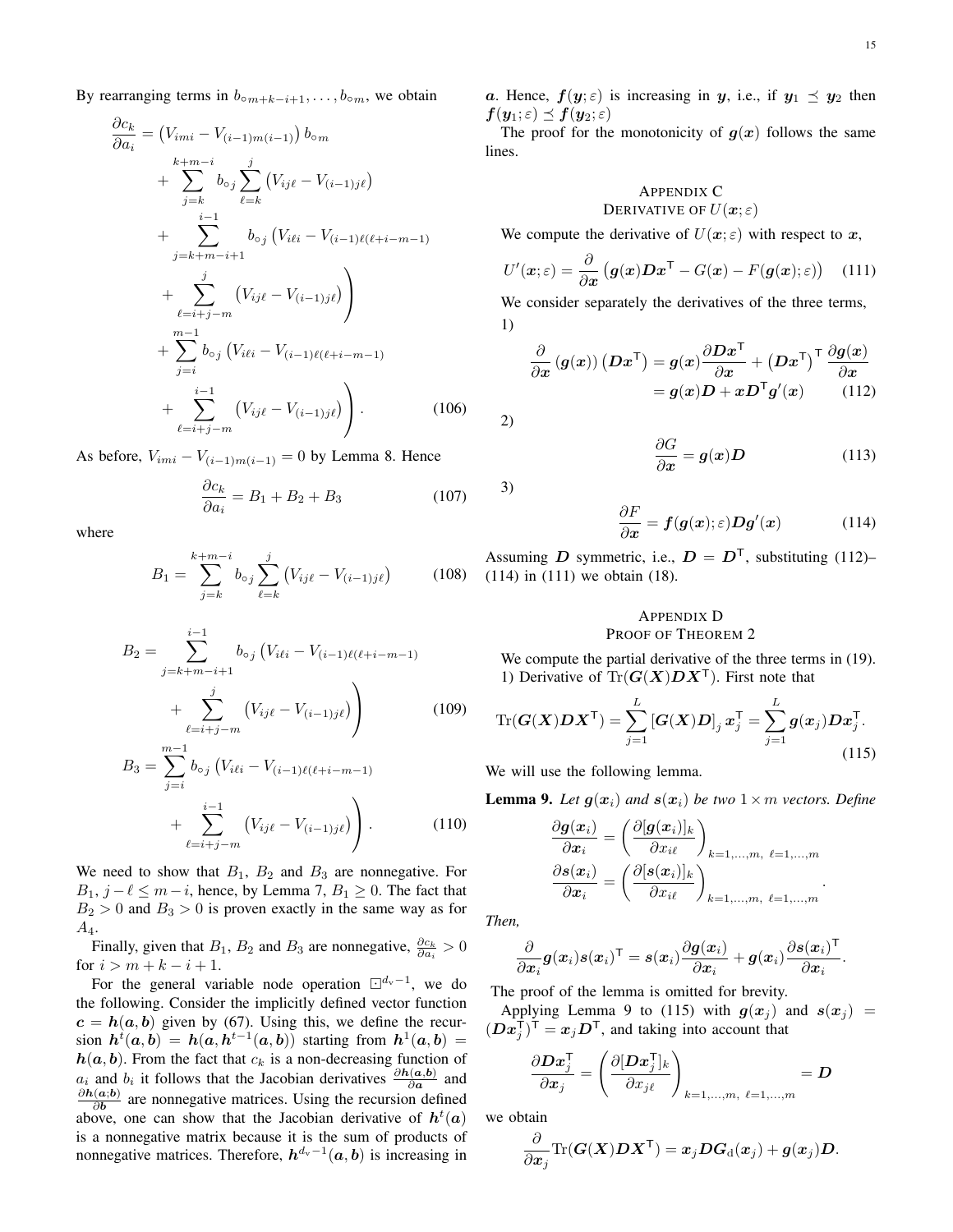By rearranging terms in $b_{\circ m+k-i+1}, \ldots, b_{\circ m}$, we obtain

$$
\begin{aligned}
\frac{\partial c_k}{\partial a_i} &= \left(V_{imi} - V_{(i-1)m(i-1)}\right) b_{\circ m} \\
&\quad + \sum_{j=k}^{k+m-i} b_{\circ j} \sum_{\ell=k}^{j} \left(V_{ij\ell} - V_{(i-1)j\ell}\right) \\
&\quad + \sum_{j=k+m-i+1}^{i-1} b_{\circ j} \Bigg(V_{i\ell i} - V_{(i-1)\ell(\ell+i-m-1)} \\
&\quad + \sum_{\ell=i+j-m}^{j} \left(V_{ij\ell} - V_{(i-1)j\ell}\right)\Bigg) \\
&\quad + \sum_{j=i}^{m-1} b_{\circ j} \Bigg(V_{i\ell i} - V_{(i-1)\ell(\ell+i-m-1)} \\
&\quad + \sum_{\ell=i+j-m}^{i-1} \left(V_{ij\ell} - V_{(i-1)j\ell}\right)\Bigg). \qquad (106)
\end{aligned}
$$

As before, $V_{imi} - V_{(i-1)m(i-1)} = 0$ by Lemma 8. Hence

$$
\frac{\partial c_k}{\partial a_i} = B_1 + B_2 + B_3 \qquad (107)
$$

where

$$
B_1 = \sum_{j=k}^{k+m-i} b_{\circ j} \sum_{\ell=k}^{j} \left(V_{ij\ell} - V_{(i-1)j\ell}\right) \qquad (108)
$$

$$
\begin{aligned}
B_2 &= \sum_{j=k+m-i+1}^{i-1} b_{\circ j} \Bigg(V_{i\ell i} - V_{(i-1)\ell(\ell+i-m-1)} \\
&\quad + \sum_{\ell=i+j-m}^{j} \left(V_{ij\ell} - V_{(i-1)j\ell}\right)\Bigg) \qquad (109) \\
B_3 &= \sum_{j=i}^{m-1} b_{\circ j} \Bigg(V_{i\ell i} - V_{(i-1)\ell(\ell+i-m-1)} \\
&\quad + \sum_{\ell=i+j-m}^{i-1} \left(V_{ij\ell} - V_{(i-1)j\ell}\right)\Bigg). \qquad (110)
\end{aligned}
$$

We need to show that $B_1$, $B_2$ and $B_3$ are nonnegative. For $B_1$, $j - \ell \leq m - i$, hence, by Lemma 7, $B_1 \geq 0$. The fact that $B_2 > 0$ and $B_3 > 0$ is proven exactly in the same way as for $A_4$.

Finally, given that $B_1$, $B_2$ and $B_3$ are nonnegative, $\frac{\partial c_k}{\partial a_i} > 0$ for $i > m + k - i + 1$.

For the general variable node operation $\boxdot^{d_v - 1}$, we do the following. Consider the implicitly defined vector function $\boldsymbol{c} = \boldsymbol{h}(\boldsymbol{a}, \boldsymbol{b})$ given by (67). Using this, we define the recursion $\boldsymbol{h}^t(\boldsymbol{a}, \boldsymbol{b}) = \boldsymbol{h}(\boldsymbol{a}, \boldsymbol{h}^{t-1}(\boldsymbol{a}, \boldsymbol{b}))$ starting from $\boldsymbol{h}^1(\boldsymbol{a}, \boldsymbol{b}) = \boldsymbol{h}(\boldsymbol{a}, \boldsymbol{b})$. From the fact that $c_k$ is a non-decreasing function of $a_i$ and $b_i$ it follows that the Jacobian derivatives $\frac{\partial \boldsymbol{h}(\boldsymbol{a}, \boldsymbol{b})}{\partial \boldsymbol{a}}$ and $\frac{\partial \boldsymbol{h}(\boldsymbol{a}; \boldsymbol{b})}{\partial \boldsymbol{b}}$ are nonnegative matrices. Using the recursion defined above, one can show that the Jacobian derivative of $\boldsymbol{h}^t(\boldsymbol{a})$ is a nonnegative matrix because it is the sum of products of nonnegative matrices. Therefore, $\boldsymbol{h}^{d_v - 1}(\boldsymbol{a}, \boldsymbol{b})$ is increasing in $\boldsymbol{a}$. Hence, $\boldsymbol{f}(\boldsymbol{y}; \varepsilon)$ is increasing in $\boldsymbol{y}$, i.e., if $\boldsymbol{y}_1 \preceq \boldsymbol{y}_2$ then $\boldsymbol{f}(\boldsymbol{y}_1; \varepsilon) \preceq \boldsymbol{f}(\boldsymbol{y}_2; \varepsilon)$

The proof for the monotonicity of $\boldsymbol{g}(\boldsymbol{x})$ follows the same lines.

## Appendix C: Derivative of $U(\boldsymbol{x}; \varepsilon)$

We compute the derivative of $U(\boldsymbol{x}; \varepsilon)$ with respect to $\boldsymbol{x}$,

$$
U'(\boldsymbol{x}; \varepsilon) = \frac{\partial}{\partial \boldsymbol{x}} \left(\boldsymbol{g}(\boldsymbol{x}) \boldsymbol{D} \boldsymbol{x}^{\mathsf{T}} - G(\boldsymbol{x}) - F(\boldsymbol{g}(\boldsymbol{x}); \varepsilon)\right) \qquad (111)
$$

We consider separately the derivatives of the three terms,

1)

$$
\begin{aligned}
\frac{\partial}{\partial \boldsymbol{x}} \left(\boldsymbol{g}(\boldsymbol{x})\right) \left(\boldsymbol{D} \boldsymbol{x}^{\mathsf{T}}\right) &= \boldsymbol{g}(\boldsymbol{x}) \frac{\partial \boldsymbol{D} \boldsymbol{x}^{\mathsf{T}}}{\partial \boldsymbol{x}} + \left(\boldsymbol{D} \boldsymbol{x}^{\mathsf{T}}\right)^{\mathsf{T}} \frac{\partial \boldsymbol{g}(\boldsymbol{x})}{\partial \boldsymbol{x}} \\
&= \boldsymbol{g}(\boldsymbol{x}) \boldsymbol{D} + \boldsymbol{x} \boldsymbol{D}^{\mathsf{T}} \boldsymbol{g}'(\boldsymbol{x}) \qquad (112)
\end{aligned}
$$

2)

$$
\frac{\partial G}{\partial \boldsymbol{x}} = \boldsymbol{g}(\boldsymbol{x}) \boldsymbol{D} \qquad (113)
$$

3)

$$
\frac{\partial F}{\partial \boldsymbol{x}} = \boldsymbol{f}(\boldsymbol{g}(\boldsymbol{x}); \varepsilon) \boldsymbol{D} \boldsymbol{g}'(\boldsymbol{x}) \qquad (114)
$$

Assuming $\boldsymbol{D}$ symmetric, i.e., $\boldsymbol{D} = \boldsymbol{D}^{\mathsf{T}}$, substituting (112)–(114) in (111) we obtain (18).

## Appendix D: Proof of Theorem 2

We compute the partial derivative of the three terms in (19).

1) Derivative of $\mathrm{Tr}(\boldsymbol{G}(\boldsymbol{X}) \boldsymbol{D} \boldsymbol{X}^{\mathsf{T}})$. First note that

$$
\mathrm{Tr}(\boldsymbol{G}(\boldsymbol{X}) \boldsymbol{D} \boldsymbol{X}^{\mathsf{T}}) = \sum_{j=1}^{L} \left[\boldsymbol{G}(\boldsymbol{X}) \boldsymbol{D}\right]_j \boldsymbol{x}_j^{\mathsf{T}} = \sum_{j=1}^{L} \boldsymbol{g}(\boldsymbol{x}_j) \boldsymbol{D} \boldsymbol{x}_j^{\mathsf{T}}. \qquad (115)
$$

We will use the following lemma.

**Lemma 9.** *Let $\boldsymbol{g}(\boldsymbol{x}_i)$ and $\boldsymbol{s}(\boldsymbol{x}_i)$ be two $1 \times m$ vectors. Define*

$$
\begin{aligned}
\frac{\partial \boldsymbol{g}(\boldsymbol{x}_i)}{\partial \boldsymbol{x}_i} &= \left(\frac{\partial [\boldsymbol{g}(\boldsymbol{x}_i)]_k}{\partial x_{i\ell}}\right)_{k=1,\ldots,m,\ \ell=1,\ldots,m} \\
\frac{\partial \boldsymbol{s}(\boldsymbol{x}_i)}{\partial \boldsymbol{x}_i} &= \left(\frac{\partial [\boldsymbol{s}(\boldsymbol{x}_i)]_k}{\partial x_{i\ell}}\right)_{k=1,\ldots,m,\ \ell=1,\ldots,m}.
\end{aligned}
$$

*Then,*

$$
\frac{\partial}{\partial \boldsymbol{x}_i} \boldsymbol{g}(\boldsymbol{x}_i) \boldsymbol{s}(\boldsymbol{x}_i)^{\mathsf{T}} = \boldsymbol{s}(\boldsymbol{x}_i) \frac{\partial \boldsymbol{g}(\boldsymbol{x}_i)}{\partial \boldsymbol{x}_i} + \boldsymbol{g}(\boldsymbol{x}_i) \frac{\partial \boldsymbol{s}(\boldsymbol{x}_i)^{\mathsf{T}}}{\partial \boldsymbol{x}_i}.
$$

The proof of the lemma is omitted for brevity.

Applying Lemma 9 to (115) with $\boldsymbol{g}(\boldsymbol{x}_j)$ and $\boldsymbol{s}(\boldsymbol{x}_j) = (\boldsymbol{D} \boldsymbol{x}_j^{\mathsf{T}})^{\mathsf{T}} = \boldsymbol{x}_j \boldsymbol{D}^{\mathsf{T}}$, and taking into account that

$$
\frac{\partial \boldsymbol{D} \boldsymbol{x}_j^{\mathsf{T}}}{\partial \boldsymbol{x}_j} = \left(\frac{\partial [\boldsymbol{D} \boldsymbol{x}_j^{\mathsf{T}}]_k}{\partial x_{j\ell}}\right)_{k=1,\ldots,m,\ \ell=1,\ldots,m} = \boldsymbol{D}
$$

we obtain

$$
\frac{\partial}{\partial \boldsymbol{x}_j} \mathrm{Tr}(\boldsymbol{G}(\boldsymbol{X}) \boldsymbol{D} \boldsymbol{X}^{\mathsf{T}}) = \boldsymbol{x}_j \boldsymbol{D} \boldsymbol{G}_{\mathrm{d}}(\boldsymbol{x}_j) + \boldsymbol{g}(\boldsymbol{x}_j) \boldsymbol{D}.
$$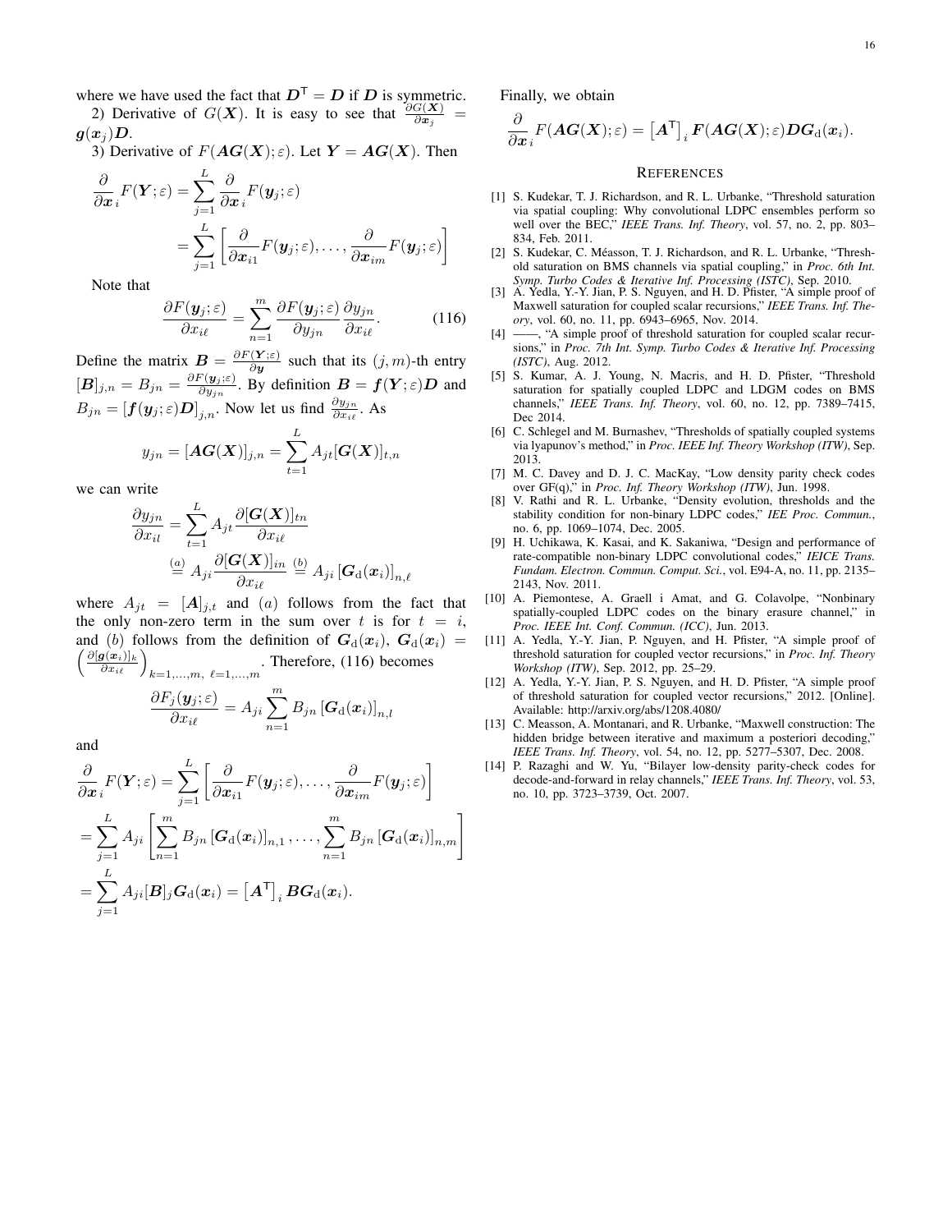where we have used the fact that $\boldsymbol{D}^\mathsf{T} = \boldsymbol{D}$ if $\boldsymbol{D}$ is symmetric.

2) Derivative of $G(\boldsymbol{X})$. It is easy to see that $\frac{\partial G(\boldsymbol{X})}{\partial \boldsymbol{x}_j} = \boldsymbol{g}(\boldsymbol{x}_j)\boldsymbol{D}$.

3) Derivative of $F(\boldsymbol{A}\boldsymbol{G}(\boldsymbol{X});\varepsilon)$. Let $\boldsymbol{Y} = \boldsymbol{A}\boldsymbol{G}(\boldsymbol{X})$. Then

$$\frac{\partial}{\partial \boldsymbol{x}_i} F(\boldsymbol{Y};\varepsilon) = \sum_{j=1}^{L} \frac{\partial}{\partial \boldsymbol{x}_i} F(\boldsymbol{y}_j;\varepsilon)$$
$$= \sum_{j=1}^{L} \left[ \frac{\partial}{\partial \boldsymbol{x}_{i1}} F(\boldsymbol{y}_j;\varepsilon), \ldots, \frac{\partial}{\partial \boldsymbol{x}_{im}} F(\boldsymbol{y}_j;\varepsilon) \right]$$

Note that

$$\frac{\partial F(\boldsymbol{y}_j;\varepsilon)}{\partial x_{i\ell}} = \sum_{n=1}^{m} \frac{\partial F(\boldsymbol{y}_j;\varepsilon)}{\partial y_{jn}} \frac{\partial y_{jn}}{\partial x_{i\ell}}. \tag{116}$$

Define the matrix $\boldsymbol{B} = \frac{\partial F(\boldsymbol{Y};\varepsilon)}{\partial \boldsymbol{y}}$ such that its $(j,m)$-th entry $[\boldsymbol{B}]_{j,n} = B_{jn} = \frac{\partial F(\boldsymbol{y}_j;\varepsilon)}{\partial y_{jn}}$. By definition $\boldsymbol{B} = \boldsymbol{f}(\boldsymbol{Y};\varepsilon)\boldsymbol{D}$ and $B_{jn} = [\boldsymbol{f}(\boldsymbol{y}_j;\varepsilon)\boldsymbol{D}]_{j,n}$. Now let us find $\frac{\partial y_{jn}}{\partial x_{i\ell}}$. As

$$y_{jn} = [\boldsymbol{A}\boldsymbol{G}(\boldsymbol{X})]_{j,n} = \sum_{t=1}^{L} A_{jt}[\boldsymbol{G}(\boldsymbol{X})]_{t,n}$$

we can write

$$\frac{\partial y_{jn}}{\partial x_{il}} = \sum_{t=1}^{L} A_{jt} \frac{\partial [\boldsymbol{G}(\boldsymbol{X})]_{tn}}{\partial x_{i\ell}}$$
$$\overset{(a)}{=} A_{ji} \frac{\partial [\boldsymbol{G}(\boldsymbol{X})]_{in}}{\partial x_{i\ell}} \overset{(b)}{=} A_{ji} \left[\boldsymbol{G}_\mathrm{d}(\boldsymbol{x}_i)\right]_{n,\ell}$$

where $A_{jt} = [\boldsymbol{A}]_{j,t}$ and $(a)$ follows from the fact that the only non-zero term in the sum over $t$ is for $t = i$, and $(b)$ follows from the definition of $\boldsymbol{G}_\mathrm{d}(\boldsymbol{x}_i)$, $\boldsymbol{G}_\mathrm{d}(\boldsymbol{x}_i) = \left(\frac{\partial [\boldsymbol{g}(\boldsymbol{x}_i)]_k}{\partial x_{i\ell}}\right)_{k=1,\ldots,m,\ \ell=1,\ldots,m}$. Therefore, (116) becomes

$$\frac{\partial F_j(\boldsymbol{y}_j;\varepsilon)}{\partial x_{i\ell}} = A_{ji} \sum_{n=1}^{m} B_{jn} \left[\boldsymbol{G}_\mathrm{d}(\boldsymbol{x}_i)\right]_{n,l}$$

and

$$\frac{\partial}{\partial \boldsymbol{x}_i} F(\boldsymbol{Y};\varepsilon) = \sum_{j=1}^{L} \left[ \frac{\partial}{\partial \boldsymbol{x}_{i1}} F(\boldsymbol{y}_j;\varepsilon), \ldots, \frac{\partial}{\partial \boldsymbol{x}_{im}} F(\boldsymbol{y}_j;\varepsilon) \right]$$
$$= \sum_{j=1}^{L} A_{ji} \left[ \sum_{n=1}^{m} B_{jn} \left[\boldsymbol{G}_\mathrm{d}(\boldsymbol{x}_i)\right]_{n,1}, \ldots, \sum_{n=1}^{m} B_{jn} \left[\boldsymbol{G}_\mathrm{d}(\boldsymbol{x}_i)\right]_{n,m} \right]$$
$$= \sum_{j=1}^{L} A_{ji} [\boldsymbol{B}]_j \boldsymbol{G}_\mathrm{d}(\boldsymbol{x}_i) = \left[\boldsymbol{A}^\mathsf{T}\right]_i \boldsymbol{B}\boldsymbol{G}_\mathrm{d}(\boldsymbol{x}_i).$$

Finally, we obtain

$$\frac{\partial}{\partial \boldsymbol{x}_i} F(\boldsymbol{A}\boldsymbol{G}(\boldsymbol{X});\varepsilon) = \left[\boldsymbol{A}^\mathsf{T}\right]_i \boldsymbol{F}(\boldsymbol{A}\boldsymbol{G}(\boldsymbol{X});\varepsilon)\boldsymbol{D}\boldsymbol{G}_\mathrm{d}(\boldsymbol{x}_i).$$

## References

[1] S. Kudekar, T. J. Richardson, and R. L. Urbanke, "Threshold saturation via spatial coupling: Why convolutional LDPC ensembles perform so well over the BEC," *IEEE Trans. Inf. Theory*, vol. 57, no. 2, pp. 803–834, Feb. 2011.

[2] S. Kudekar, C. Méasson, T. J. Richardson, and R. L. Urbanke, "Threshold saturation on BMS channels via spatial coupling," in *Proc. 6th Int. Symp. Turbo Codes & Iterative Inf. Processing (ISTC)*, Sep. 2010.

[3] A. Yedla, Y.-Y. Jian, P. S. Nguyen, and H. D. Pfister, "A simple proof of Maxwell saturation for coupled scalar recursions," *IEEE Trans. Inf. Theory*, vol. 60, no. 11, pp. 6943–6965, Nov. 2014.

[4] ——, "A simple proof of threshold saturation for coupled scalar recursions," in *Proc. 7th Int. Symp. Turbo Codes & Iterative Inf. Processing (ISTC)*, Aug. 2012.

[5] S. Kumar, A. J. Young, N. Macris, and H. D. Pfister, "Threshold saturation for spatially coupled LDPC and LDGM codes on BMS channels," *IEEE Trans. Inf. Theory*, vol. 60, no. 12, pp. 7389–7415, Dec 2014.

[6] C. Schlegel and M. Burnashev, "Thresholds of spatially coupled systems via lyapunov's method," in *Proc. IEEE Inf. Theory Workshop (ITW)*, Sep. 2013.

[7] M. C. Davey and D. J. C. MacKay, "Low density parity check codes over GF(q)," in *Proc. Inf. Theory Workshop (ITW)*, Jun. 1998.

[8] V. Rathi and R. L. Urbanke, "Density evolution, thresholds and the stability condition for non-binary LDPC codes," *IEE Proc. Commun.*, no. 6, pp. 1069–1074, Dec. 2005.

[9] H. Uchikawa, K. Kasai, and K. Sakaniwa, "Design and performance of rate-compatible non-binary LDPC convolutional codes," *IEICE Trans. Fundam. Electron. Commun. Comput. Sci.*, vol. E94-A, no. 11, pp. 2135–2143, Nov. 2011.

[10] A. Piemontese, A. Graell i Amat, and G. Colavolpe, "Nonbinary spatially-coupled LDPC codes on the binary erasure channel," in *Proc. IEEE Int. Conf. Commun. (ICC)*, Jun. 2013.

[11] A. Yedla, Y.-Y. Jian, P. Nguyen, and H. Pfister, "A simple proof of threshold saturation for coupled vector recursions," in *Proc. Inf. Theory Workshop (ITW)*, Sep. 2012, pp. 25–29.

[12] A. Yedla, Y.-Y. Jian, P. S. Nguyen, and H. D. Pfister, "A simple proof of threshold saturation for coupled vector recursions," 2012. [Online]. Available: http://arxiv.org/abs/1208.4080/

[13] C. Measson, A. Montanari, and R. Urbanke, "Maxwell construction: The hidden bridge between iterative and maximum a posteriori decoding," *IEEE Trans. Inf. Theory*, vol. 54, no. 12, pp. 5277–5307, Dec. 2008.

[14] P. Razaghi and W. Yu, "Bilayer low-density parity-check codes for decode-and-forward in relay channels," *IEEE Trans. Inf. Theory*, vol. 53, no. 10, pp. 3723–3739, Oct. 2007.